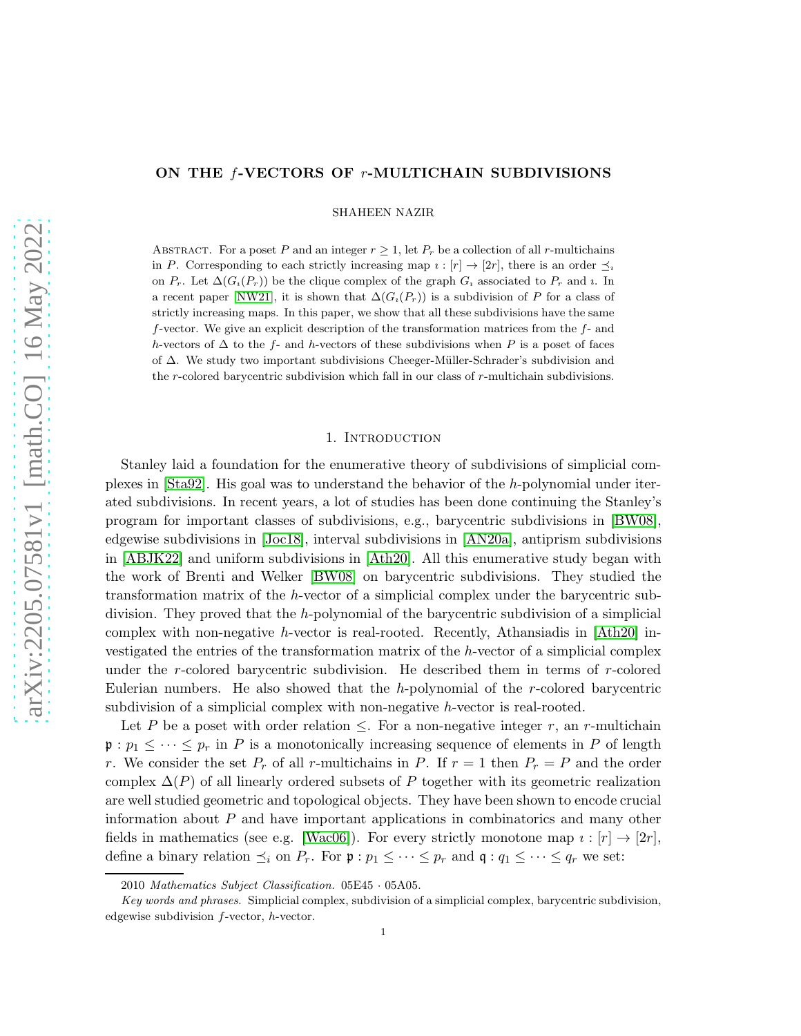# ON THE $f$-VECTORS OF $r$-MULTICHAIN SUBDIVISIONS

SHAHEEN NAZIR

Abstract. For a poset $P$ and an integer $r \geq 1$, let $P_r$ be a collection of all $r$-multichains in $P$. Corresponding to each strictly increasing map $\imath : [r] \to [2r]$, there is an order $\preceq_\imath$ on $P_r$. Let $\Delta(G_\imath(P_r))$ be the clique complex of the graph $G_\imath$ associated to $P_r$ and $\imath$. In a recent paper [NW21], it is shown that $\Delta(G_\imath(P_r))$ is a subdivision of $P$ for a class of strictly increasing maps. In this paper, we show that all these subdivisions have the same $f$-vector. We give an explicit description of the transformation matrices from the $f$- and $h$-vectors of $\Delta$ to the $f$- and $h$-vectors of these subdivisions when $P$ is a poset of faces of $\Delta$. We study two important subdivisions Cheeger-Müller-Schrader's subdivision and the $r$-colored barycentric subdivision which fall in our class of $r$-multichain subdivisions.

## 1. Introduction

Stanley laid a foundation for the enumerative theory of subdivisions of simplicial complexes in [Sta92]. His goal was to understand the behavior of the $h$-polynomial under iterated subdivisions. In recent years, a lot of studies has been done continuing the Stanley's program for important classes of subdivisions, e.g., barycentric subdivisions in [BW08], edgewise subdivisions in [Joc18], interval subdivisions in [AN20a], antiprism subdivisions in [ABJK22] and uniform subdivisions in [Ath20]. All this enumerative study began with the work of Brenti and Welker [BW08] on barycentric subdivisions. They studied the transformation matrix of the $h$-vector of a simplicial complex under the barycentric subdivision. They proved that the $h$-polynomial of the barycentric subdivision of a simplicial complex with non-negative $h$-vector is real-rooted. Recently, Athansiadis in [Ath20] investigated the entries of the transformation matrix of the $h$-vector of a simplicial complex under the $r$-colored barycentric subdivision. He described them in terms of $r$-colored Eulerian numbers. He also showed that the $h$-polynomial of the $r$-colored barycentric subdivision of a simplicial complex with non-negative $h$-vector is real-rooted.

Let $P$ be a poset with order relation $\leq$. For a non-negative integer $r$, an $r$-multichain $\mathfrak{p} : p_1 \leq \cdots \leq p_r$ in $P$ is a monotonically increasing sequence of elements in $P$ of length $r$. We consider the set $P_r$ of all $r$-multichains in $P$. If $r = 1$ then $P_r = P$ and the order complex $\Delta(P)$ of all linearly ordered subsets of $P$ together with its geometric realization are well studied geometric and topological objects. They have been shown to encode crucial information about $P$ and have important applications in combinatorics and many other fields in mathematics (see e.g. [Wac06]). For every strictly monotone map $\imath : [r] \to [2r]$, define a binary relation $\preceq_i$ on $P_r$. For $\mathfrak{p} : p_1 \leq \cdots \leq p_r$ and $\mathfrak{q} : q_1 \leq \cdots \leq q_r$ we set:

2010 *Mathematics Subject Classification.* 05E45 · 05A05.

*Key words and phrases.* Simplicial complex, subdivision of a simplicial complex, barycentric subdivision, edgewise subdivision $f$-vector, $h$-vector.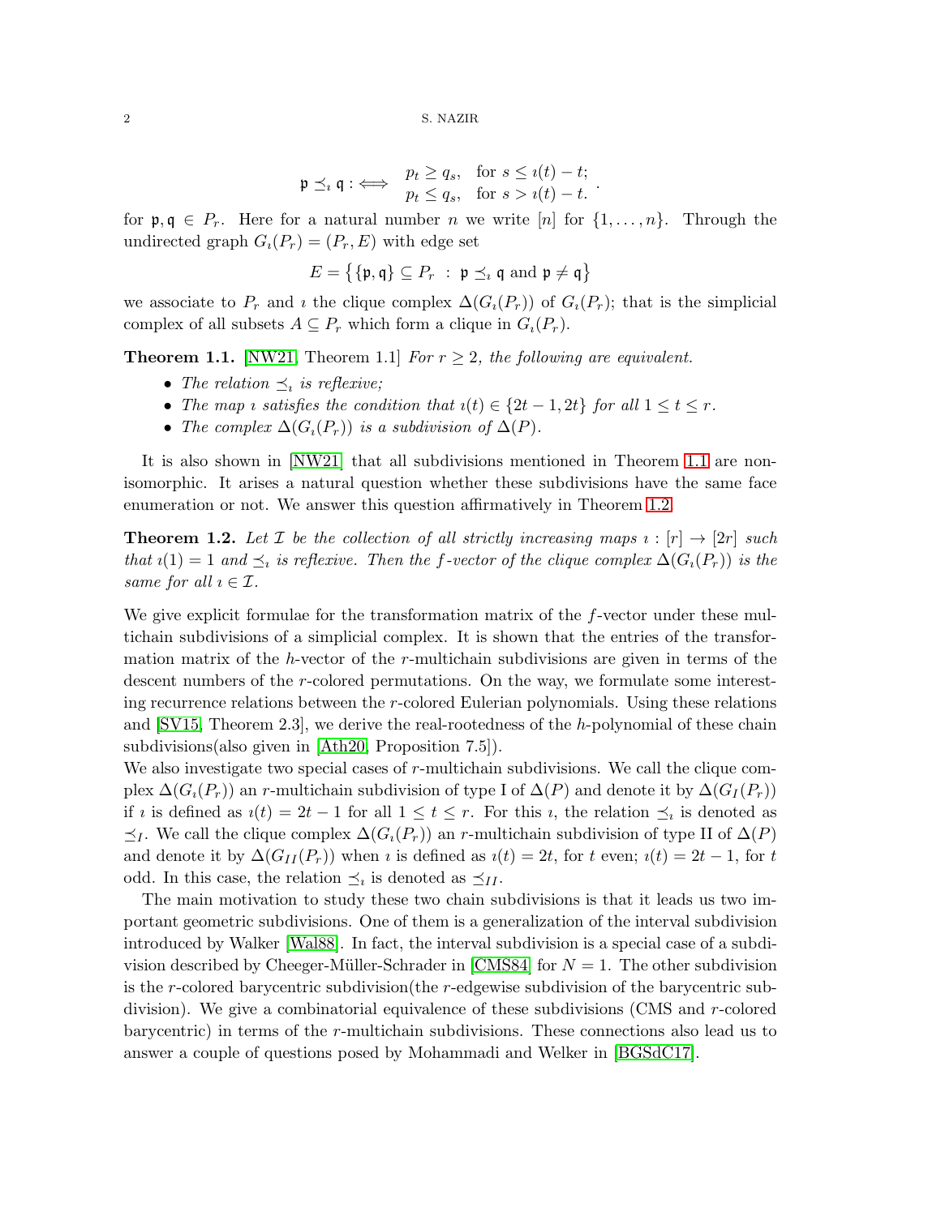$$\mathfrak{p} \preceq_\imath \mathfrak{q} :\iff \begin{array}{ll} p_t \geq q_s, & \text{for } s \leq \imath(t) - t; \\ p_t \leq q_s, & \text{for } s > \imath(t) - t. \end{array}.$$

for $\mathfrak{p}, \mathfrak{q} \in P_r$. Here for a natural number $n$ we write $[n]$ for $\{1, \ldots, n\}$. Through the undirected graph $G_\imath(P_r) = (P_r, E)$ with edge set

$$E = \big\{ \{\mathfrak{p}, \mathfrak{q}\} \subseteq P_r \ : \ \mathfrak{p} \preceq_\imath \mathfrak{q} \text{ and } \mathfrak{p} \neq \mathfrak{q} \big\}$$

we associate to $P_r$ and $\imath$ the clique complex $\Delta(G_\imath(P_r))$ of $G_\imath(P_r)$; that is the simplicial complex of all subsets $A \subseteq P_r$ which form a clique in $G_\imath(P_r)$.

**Theorem 1.1.** [NW21, Theorem 1.1] *For $r \geq 2$, the following are equivalent.*

- *The relation $\preceq_\imath$ is reflexive;*
- *The map $\imath$ satisfies the condition that $\imath(t) \in \{2t-1, 2t\}$ for all $1 \leq t \leq r$.*
- *The complex $\Delta(G_\imath(P_r))$ is a subdivision of $\Delta(P)$.*

It is also shown in [NW21] that all subdivisions mentioned in Theorem 1.1 are non-isomorphic. It arises a natural question whether these subdivisions have the same face enumeration or not. We answer this question affirmatively in Theorem 1.2.

**Theorem 1.2.** *Let $\mathcal{I}$ be the collection of all strictly increasing maps $\imath : [r] \to [2r]$ such that $\imath(1) = 1$ and $\preceq_\imath$ is reflexive. Then the $f$-vector of the clique complex $\Delta(G_\imath(P_r))$ is the same for all $\imath \in \mathcal{I}$.*

We give explicit formulae for the transformation matrix of the $f$-vector under these multichain subdivisions of a simplicial complex. It is shown that the entries of the transformation matrix of the $h$-vector of the $r$-multichain subdivisions are given in terms of the descent numbers of the $r$-colored permutations. On the way, we formulate some interesting recurrence relations between the $r$-colored Eulerian polynomials. Using these relations and [SV15, Theorem 2.3], we derive the real-rootedness of the $h$-polynomial of these chain subdivisions(also given in [Ath20, Proposition 7.5]).

We also investigate two special cases of $r$-multichain subdivisions. We call the clique complex $\Delta(G_\imath(P_r))$ an $r$-multichain subdivision of type I of $\Delta(P)$ and denote it by $\Delta(G_I(P_r))$ if $\imath$ is defined as $\imath(t) = 2t - 1$ for all $1 \leq t \leq r$. For this $\imath$, the relation $\preceq_\imath$ is denoted as $\preceq_I$. We call the clique complex $\Delta(G_\imath(P_r))$ an $r$-multichain subdivision of type II of $\Delta(P)$ and denote it by $\Delta(G_{II}(P_r))$ when $\imath$ is defined as $\imath(t) = 2t$, for $t$ even; $\imath(t) = 2t - 1$, for $t$ odd. In this case, the relation $\preceq_\imath$ is denoted as $\preceq_{II}$.

The main motivation to study these two chain subdivisions is that it leads us two important geometric subdivisions. One of them is a generalization of the interval subdivision introduced by Walker [Wal88]. In fact, the interval subdivision is a special case of a subdivision described by Cheeger-Müller-Schrader in [CMS84] for $N = 1$. The other subdivision is the $r$-colored barycentric subdivision(the $r$-edgewise subdivision of the barycentric subdivision). We give a combinatorial equivalence of these subdivisions (CMS and $r$-colored barycentric) in terms of the $r$-multichain subdivisions. These connections also lead us to answer a couple of questions posed by Mohammadi and Welker in [BGSdC17].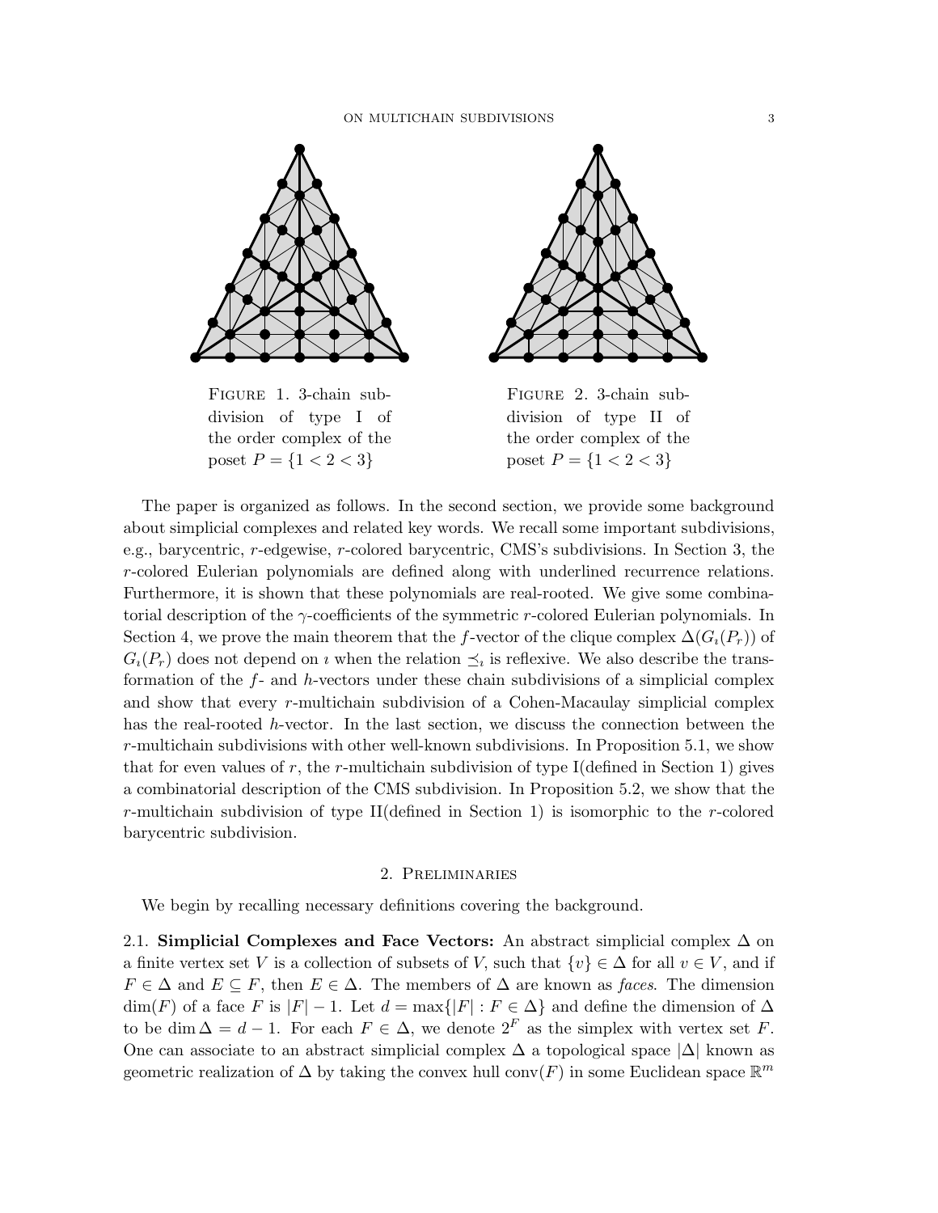Figure 1. 3-chain subdivision of type I of the order complex of the poset $P = \{1 < 2 < 3\}$

Figure 2. 3-chain subdivision of type II of the order complex of the poset $P = \{1 < 2 < 3\}$

The paper is organized as follows. In the second section, we provide some background about simplicial complexes and related key words. We recall some important subdivisions, e.g., barycentric, $r$-edgewise, $r$-colored barycentric, CMS's subdivisions. In Section 3, the $r$-colored Eulerian polynomials are defined along with underlined recurrence relations. Furthermore, it is shown that these polynomials are real-rooted. We give some combinatorial description of the $\gamma$-coefficients of the symmetric $r$-colored Eulerian polynomials. In Section 4, we prove the main theorem that the $f$-vector of the clique complex $\Delta(G_\imath(P_r))$ of $G_\imath(P_r)$ does not depend on $\imath$ when the relation $\preceq_\imath$ is reflexive. We also describe the transformation of the $f$- and $h$-vectors under these chain subdivisions of a simplicial complex and show that every $r$-multichain subdivision of a Cohen-Macaulay simplicial complex has the real-rooted $h$-vector. In the last section, we discuss the connection between the $r$-multichain subdivisions with other well-known subdivisions. In Proposition 5.1, we show that for even values of $r$, the $r$-multichain subdivision of type I(defined in Section 1) gives a combinatorial description of the CMS subdivision. In Proposition 5.2, we show that the $r$-multichain subdivision of type II(defined in Section 1) is isomorphic to the $r$-colored barycentric subdivision.

## 2. Preliminaries

We begin by recalling necessary definitions covering the background.

2.1. **Simplicial Complexes and Face Vectors:** An abstract simplicial complex $\Delta$ on a finite vertex set $V$ is a collection of subsets of $V$, such that $\{v\} \in \Delta$ for all $v \in V$, and if $F \in \Delta$ and $E \subseteq F$, then $E \in \Delta$. The members of $\Delta$ are known as *faces*. The dimension $\dim(F)$ of a face $F$ is $|F| - 1$. Let $d = \max\{|F| : F \in \Delta\}$ and define the dimension of $\Delta$ to be $\dim \Delta = d - 1$. For each $F \in \Delta$, we denote $2^F$ as the simplex with vertex set $F$. One can associate to an abstract simplicial complex $\Delta$ a topological space $|\Delta|$ known as geometric realization of $\Delta$ by taking the convex hull $\mathrm{conv}(F)$ in some Euclidean space $\mathbb{R}^m$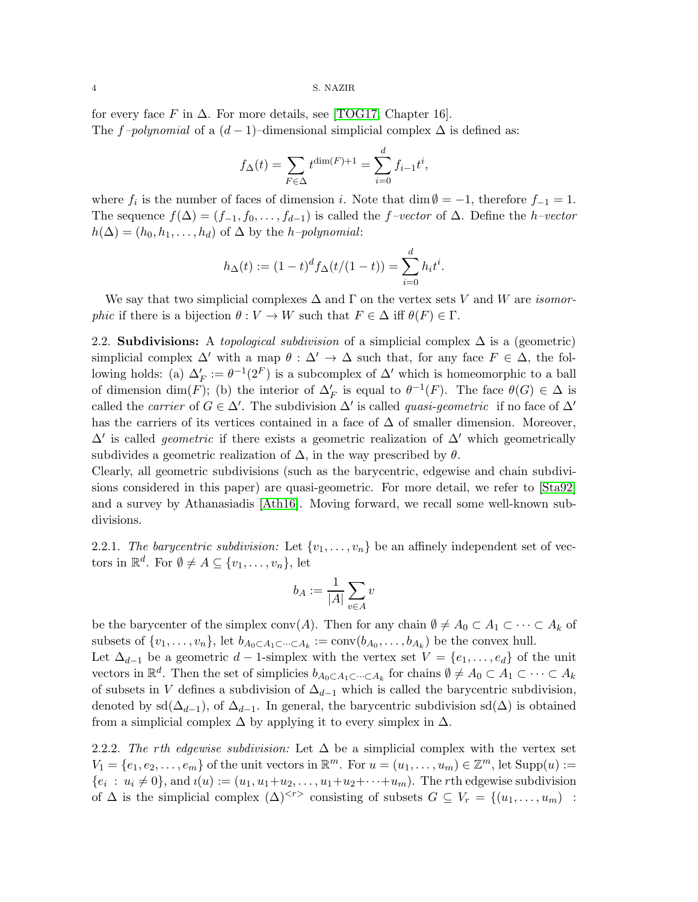for every face $F$ in $\Delta$. For more details, see [TOG17, Chapter 16].
The *f–polynomial* of a $(d-1)$–dimensional simplicial complex $\Delta$ is defined as:

$$f_\Delta(t) = \sum_{F \in \Delta} t^{\dim(F)+1} = \sum_{i=0}^{d} f_{i-1} t^i,$$

where $f_i$ is the number of faces of dimension $i$. Note that $\dim \emptyset = -1$, therefore $f_{-1} = 1$. The sequence $f(\Delta) = (f_{-1}, f_0, \ldots, f_{d-1})$ is called the *f–vector* of $\Delta$. Define the *h–vector* $h(\Delta) = (h_0, h_1, \ldots, h_d)$ of $\Delta$ by the *h–polynomial*:

$$h_\Delta(t) := (1-t)^d f_\Delta(t/(1-t)) = \sum_{i=0}^{d} h_i t^i.$$

We say that two simplicial complexes $\Delta$ and $\Gamma$ on the vertex sets $V$ and $W$ are *isomorphic* if there is a bijection $\theta : V \to W$ such that $F \in \Delta$ iff $\theta(F) \in \Gamma$.

2.2. **Subdivisions:** A *topological subdivision* of a simplicial complex $\Delta$ is a (geometric) simplicial complex $\Delta'$ with a map $\theta : \Delta' \to \Delta$ such that, for any face $F \in \Delta$, the following holds: (a) $\Delta'_F := \theta^{-1}(2^F)$ is a subcomplex of $\Delta'$ which is homeomorphic to a ball of dimension $\dim(F)$; (b) the interior of $\Delta'_F$ is equal to $\theta^{-1}(F)$. The face $\theta(G) \in \Delta$ is called the *carrier* of $G \in \Delta'$. The subdivision $\Delta'$ is called *quasi-geometric* if no face of $\Delta'$ has the carriers of its vertices contained in a face of $\Delta$ of smaller dimension. Moreover, $\Delta'$ is called *geometric* if there exists a geometric realization of $\Delta'$ which geometrically subdivides a geometric realization of $\Delta$, in the way prescribed by $\theta$.
Clearly, all geometric subdivisions (such as the barycentric, edgewise and chain subdivisions considered in this paper) are quasi-geometric. For more detail, we refer to [Sta92] and a survey by Athanasiadis [Ath16]. Moving forward, we recall some well-known subdivisions.

2.2.1. *The barycentric subdivision:* Let $\{v_1, \ldots, v_n\}$ be an affinely independent set of vectors in $\mathbb{R}^d$. For $\emptyset \neq A \subseteq \{v_1, \ldots, v_n\}$, let

$$b_A := \frac{1}{|A|} \sum_{v \in A} v$$

be the barycenter of the simplex $\operatorname{conv}(A)$. Then for any chain $\emptyset \neq A_0 \subset A_1 \subset \cdots \subset A_k$ of subsets of $\{v_1, \ldots, v_n\}$, let $b_{A_0 \subset A_1 \subset \cdots \subset A_k} := \operatorname{conv}(b_{A_0}, \ldots, b_{A_k})$ be the convex hull.
Let $\Delta_{d-1}$ be a geometric $d-1$-simplex with the vertex set $V = \{e_1, \ldots, e_d\}$ of the unit vectors in $\mathbb{R}^d$. Then the set of simplicies $b_{A_0 \subset A_1 \subset \cdots \subset A_k}$ for chains $\emptyset \neq A_0 \subset A_1 \subset \cdots \subset A_k$ of subsets in $V$ defines a subdivision of $\Delta_{d-1}$ which is called the barycentric subdivision, denoted by $\operatorname{sd}(\Delta_{d-1})$, of $\Delta_{d-1}$. In general, the barycentric subdivision $\operatorname{sd}(\Delta)$ is obtained from a simplicial complex $\Delta$ by applying it to every simplex in $\Delta$.

2.2.2. *The rth edgewise subdivision:* Let $\Delta$ be a simplicial complex with the vertex set $V_1 = \{e_1, e_2, \ldots, e_m\}$ of the unit vectors in $\mathbb{R}^m$. For $u = (u_1, \ldots, u_m) \in \mathbb{Z}^m$, let $\operatorname{Supp}(u) := \{e_i \,:\, u_i \neq 0\}$, and $\iota(u) := (u_1, u_1+u_2, \ldots, u_1+u_2+\cdots+u_m)$. The $r$th edgewise subdivision of $\Delta$ is the simplicial complex $(\Delta)^{<r>}$ consisting of subsets $G \subseteq V_r = \{(u_1, \ldots, u_m) \;:$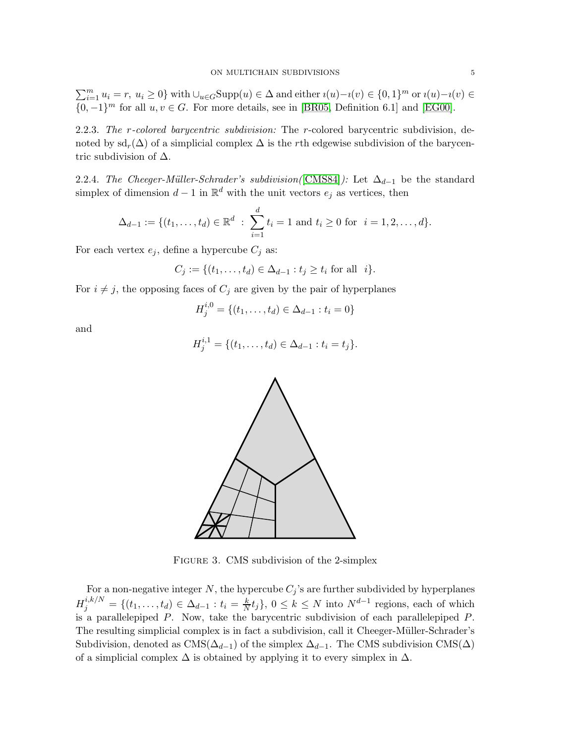$\sum_{i=1}^{m} u_i = r,\ u_i \geq 0\}$ with $\cup_{u\in G}\mathrm{Supp}(u) \in \Delta$ and either $\imath(u)-\imath(v) \in \{0,1\}^m$ or $\imath(u)-\imath(v) \in \{0,-1\}^m$ for all $u, v \in G$. For more details, see in [BR05, Definition 6.1] and [EG00].

2.2.3. *The $r$-colored barycentric subdivision:* The $r$-colored barycentric subdivision, denoted by $\mathrm{sd}_r(\Delta)$ of a simplicial complex $\Delta$ is the $r$th edgewise subdivision of the barycentric subdivision of $\Delta$.

2.2.4. *The Cheeger-Müller-Schrader's subdivision([CMS84]):* Let $\Delta_{d-1}$ be the standard simplex of dimension $d-1$ in $\mathbb{R}^d$ with the unit vectors $e_j$ as vertices, then

$$\Delta_{d-1} := \{(t_1, \ldots, t_d) \in \mathbb{R}^d \ :\ \sum_{i=1}^{d} t_i = 1 \text{ and } t_i \geq 0 \text{ for } \ i = 1, 2, \ldots, d\}.$$

For each vertex $e_j$, define a hypercube $C_j$ as:

$$C_j := \{(t_1, \ldots, t_d) \in \Delta_{d-1} : t_j \geq t_i \text{ for all } \ i\}.$$

For $i \neq j$, the opposing faces of $C_j$ are given by the pair of hyperplanes

$$H_j^{i,0} = \{(t_1, \ldots, t_d) \in \Delta_{d-1} : t_i = 0\}$$

and

$$H_j^{i,1} = \{(t_1, \ldots, t_d) \in \Delta_{d-1} : t_i = t_j\}.$$

Figure 3. CMS subdivision of the 2-simplex

For a non-negative integer $N$, the hypercube $C_j$'s are further subdivided by hyperplanes $H_j^{i,k/N} = \{(t_1, \ldots, t_d) \in \Delta_{d-1} : t_i = \frac{k}{N} t_j\}$, $0 \leq k \leq N$ into $N^{d-1}$ regions, each of which is a parallelepiped $P$. Now, take the barycentric subdivision of each parallelepiped $P$. The resulting simplicial complex is in fact a subdivision, call it Cheeger-Müller-Schrader's Subdivision, denoted as $\mathrm{CMS}(\Delta_{d-1})$ of the simplex $\Delta_{d-1}$. The CMS subdivision $\mathrm{CMS}(\Delta)$ of a simplicial complex $\Delta$ is obtained by applying it to every simplex in $\Delta$.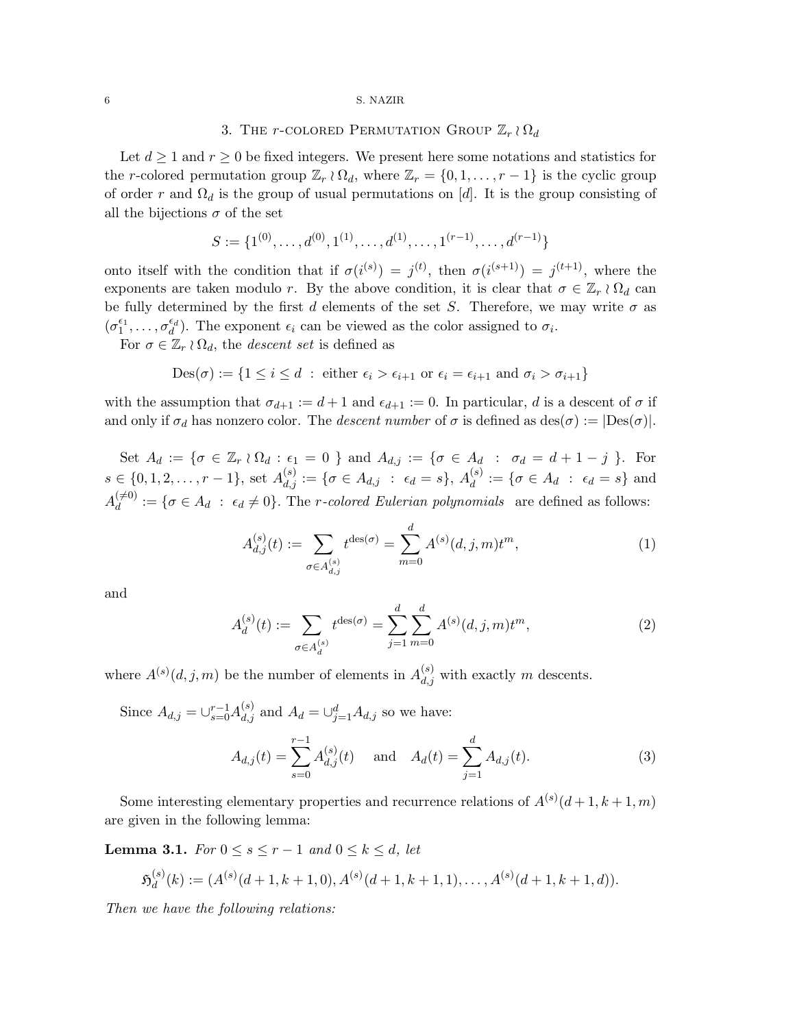## 3. The $r$-colored Permutation Group $\mathbb{Z}_r \wr \Omega_d$

Let $d \geq 1$ and $r \geq 0$ be fixed integers. We present here some notations and statistics for the $r$-colored permutation group $\mathbb{Z}_r \wr \Omega_d$, where $\mathbb{Z}_r = \{0, 1, \ldots, r-1\}$ is the cyclic group of order $r$ and $\Omega_d$ is the group of usual permutations on $[d]$. It is the group consisting of all the bijections $\sigma$ of the set

$$S := \{1^{(0)}, \ldots, d^{(0)}, 1^{(1)}, \ldots, d^{(1)}, \ldots, 1^{(r-1)}, \ldots, d^{(r-1)}\}$$

onto itself with the condition that if $\sigma(i^{(s)}) = j^{(t)}$, then $\sigma(i^{(s+1)}) = j^{(t+1)}$, where the exponents are taken modulo $r$. By the above condition, it is clear that $\sigma \in \mathbb{Z}_r \wr \Omega_d$ can be fully determined by the first $d$ elements of the set $S$. Therefore, we may write $\sigma$ as $(\sigma_1^{\epsilon_1}, \ldots, \sigma_d^{\epsilon_d})$. The exponent $\epsilon_i$ can be viewed as the color assigned to $\sigma_i$.

For $\sigma \in \mathbb{Z}_r \wr \Omega_d$, the *descent set* is defined as

$$\mathrm{Des}(\sigma) := \{1 \leq i \leq d \ : \ \text{either } \epsilon_i > \epsilon_{i+1} \text{ or } \epsilon_i = \epsilon_{i+1} \text{ and } \sigma_i > \sigma_{i+1}\}$$

with the assumption that $\sigma_{d+1} := d+1$ and $\epsilon_{d+1} := 0$. In particular, $d$ is a descent of $\sigma$ if and only if $\sigma_d$ has nonzero color. The *descent number* of $\sigma$ is defined as $\mathrm{des}(\sigma) := |\mathrm{Des}(\sigma)|$.

Set $A_d := \{\sigma \in \mathbb{Z}_r \wr \Omega_d : \epsilon_1 = 0 \}$ and $A_{d,j} := \{\sigma \in A_d \ : \ \sigma_d = d+1-j \}$. For $s \in \{0, 1, 2, \ldots, r-1\}$, set $A_{d,j}^{(s)} := \{\sigma \in A_{d,j} \ : \ \epsilon_d = s\}$, $A_d^{(s)} := \{\sigma \in A_d \ : \ \epsilon_d = s\}$ and $A_d^{(\neq 0)} := \{\sigma \in A_d \ : \ \epsilon_d \neq 0\}$. The *$r$-colored Eulerian polynomials* are defined as follows:

$$A_{d,j}^{(s)}(t) := \sum_{\sigma \in A_{d,j}^{(s)}} t^{\mathrm{des}(\sigma)} = \sum_{m=0}^{d} A^{(s)}(d,j,m) t^m, \tag{1}$$

and

$$A_d^{(s)}(t) := \sum_{\sigma \in A_d^{(s)}} t^{\mathrm{des}(\sigma)} = \sum_{j=1}^{d} \sum_{m=0}^{d} A^{(s)}(d,j,m) t^m, \tag{2}$$

where $A^{(s)}(d,j,m)$ be the number of elements in $A_{d,j}^{(s)}$ with exactly $m$ descents.

Since $A_{d,j} = \cup_{s=0}^{r-1} A_{d,j}^{(s)}$ and $A_d = \cup_{j=1}^{d} A_{d,j}$ so we have:

$$A_{d,j}(t) = \sum_{s=0}^{r-1} A_{d,j}^{(s)}(t) \quad \text{ and } \quad A_d(t) = \sum_{j=1}^{d} A_{d,j}(t). \tag{3}$$

Some interesting elementary properties and recurrence relations of $A^{(s)}(d+1, k+1, m)$ are given in the following lemma:

**Lemma 3.1.** *For $0 \leq s \leq r-1$ and $0 \leq k \leq d$, let*

$$\mathfrak{H}_d^{(s)}(k) := (A^{(s)}(d+1, k+1, 0), A^{(s)}(d+1, k+1, 1), \ldots, A^{(s)}(d+1, k+1, d)).$$

*Then we have the following relations:*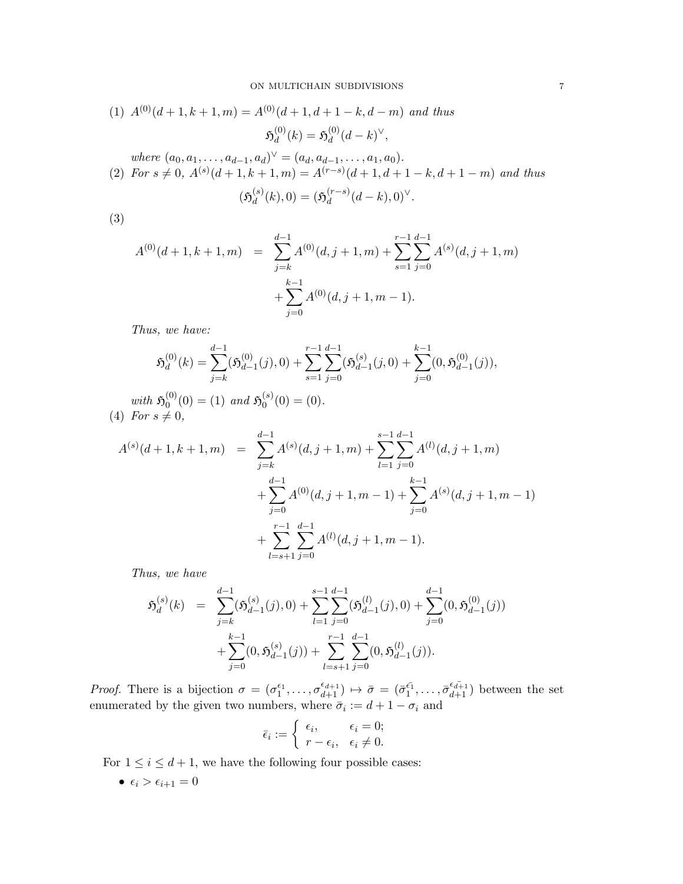(1) $A^{(0)}(d+1,k+1,m) = A^{(0)}(d+1,d+1-k,d-m)$ *and thus*

$$\mathfrak{H}_d^{(0)}(k) = \mathfrak{H}_d^{(0)}(d-k)^\vee,$$

*where* $(a_0,a_1,\dots,a_{d-1},a_d)^\vee = (a_d,a_{d-1},\dots,a_1,a_0)$.

(2) *For* $s \neq 0$, $A^{(s)}(d+1,k+1,m) = A^{(r-s)}(d+1,d+1-k,d+1-m)$ *and thus*

$$(\mathfrak{H}_d^{(s)}(k),0) = (\mathfrak{H}_d^{(r-s)}(d-k),0)^\vee.$$

(3)

$$\begin{aligned} A^{(0)}(d+1,k+1,m) &= \sum_{j=k}^{d-1} A^{(0)}(d,j+1,m) + \sum_{s=1}^{r-1}\sum_{j=0}^{d-1} A^{(s)}(d,j+1,m) \\ &\quad + \sum_{j=0}^{k-1} A^{(0)}(d,j+1,m-1). \end{aligned}$$

*Thus, we have:*

$$\mathfrak{H}_d^{(0)}(k) = \sum_{j=k}^{d-1}(\mathfrak{H}_{d-1}^{(0)}(j),0) + \sum_{s=1}^{r-1}\sum_{j=0}^{d-1}(\mathfrak{H}_{d-1}^{(s)}(j),0) + \sum_{j=0}^{k-1}(0,\mathfrak{H}_{d-1}^{(0)}(j)),$$

*with* $\mathfrak{H}_0^{(0)}(0) = (1)$ *and* $\mathfrak{H}_0^{(s)}(0) = (0)$.

(4) *For* $s \neq 0$,

$$\begin{aligned} A^{(s)}(d+1,k+1,m) &= \sum_{j=k}^{d-1} A^{(s)}(d,j+1,m) + \sum_{l=1}^{s-1}\sum_{j=0}^{d-1} A^{(l)}(d,j+1,m) \\ &\quad + \sum_{j=0}^{d-1} A^{(0)}(d,j+1,m-1) + \sum_{j=0}^{k-1} A^{(s)}(d,j+1,m-1) \\ &\quad + \sum_{l=s+1}^{r-1}\sum_{j=0}^{d-1} A^{(l)}(d,j+1,m-1). \end{aligned}$$

*Thus, we have*

$$\begin{aligned} \mathfrak{H}_d^{(s)}(k) &= \sum_{j=k}^{d-1}(\mathfrak{H}_{d-1}^{(s)}(j),0) + \sum_{l=1}^{s-1}\sum_{j=0}^{d-1}(\mathfrak{H}_{d-1}^{(l)}(j),0) + \sum_{j=0}^{d-1}(0,\mathfrak{H}_{d-1}^{(0)}(j)) \\ &\quad + \sum_{j=0}^{k-1}(0,\mathfrak{H}_{d-1}^{(s)}(j)) + \sum_{l=s+1}^{r-1}\sum_{j=0}^{d-1}(0,\mathfrak{H}_{d-1}^{(l)}(j)). \end{aligned}$$

*Proof.* There is a bijection $\sigma = (\sigma_1^{\epsilon_1},\dots,\sigma_{d+1}^{\epsilon_{d+1}}) \mapsto \bar{\sigma} = (\bar{\sigma}_1^{\bar{\epsilon}_1},\dots,\bar{\sigma}_{d+1}^{\bar{\epsilon}_{d+1}})$ between the set enumerated by the given two numbers, where $\bar{\sigma}_i := d+1-\sigma_i$ and

$$\bar{\epsilon}_i := \begin{cases} \epsilon_i, & \epsilon_i = 0; \\ r-\epsilon_i, & \epsilon_i \neq 0. \end{cases}$$

For $1 \leq i \leq d+1$, we have the following four possible cases:

- $\epsilon_i > \epsilon_{i+1} = 0$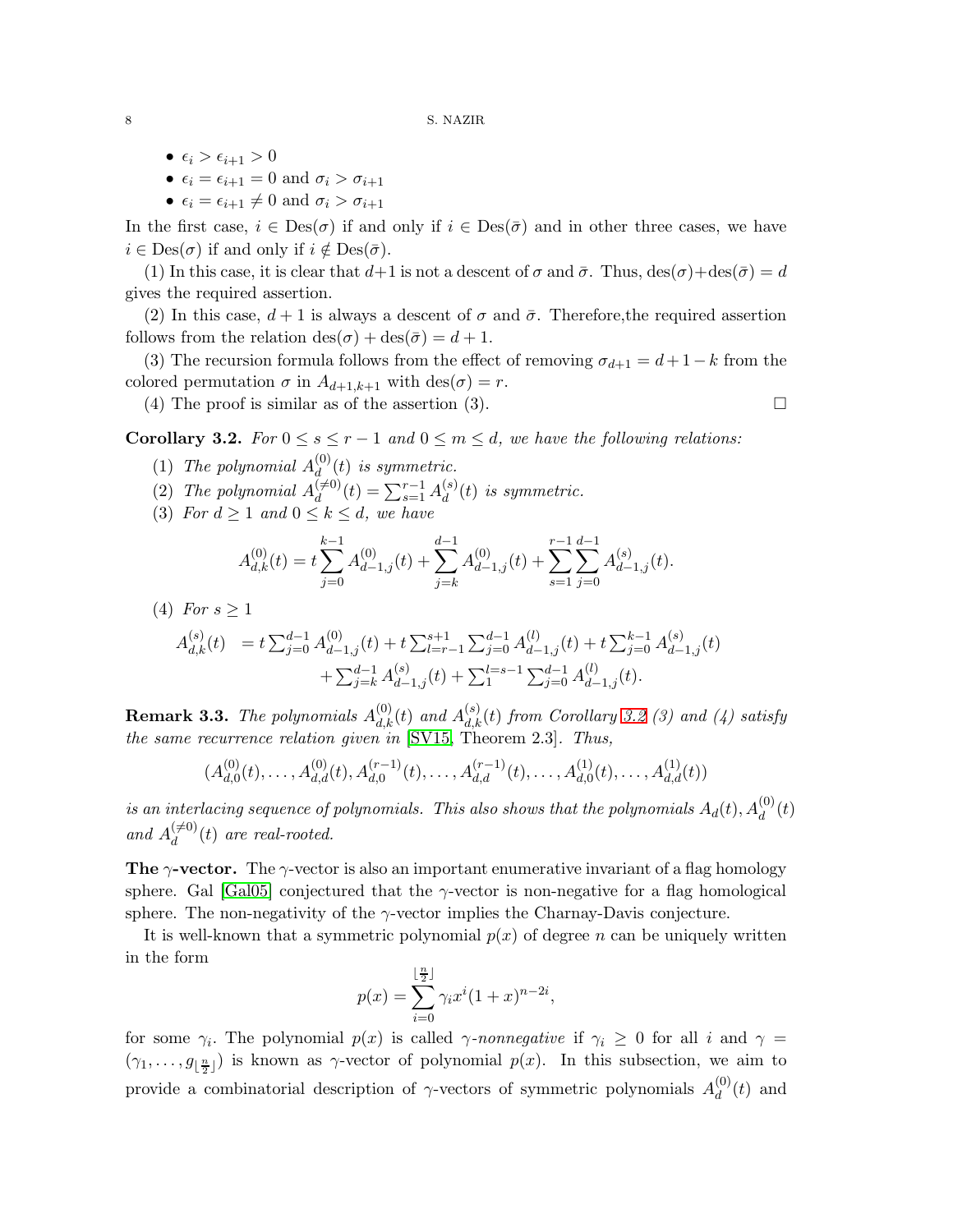- $\epsilon_i > \epsilon_{i+1} > 0$
- $\epsilon_i = \epsilon_{i+1} = 0$ and $\sigma_i > \sigma_{i+1}$
- $\epsilon_i = \epsilon_{i+1} \neq 0$ and $\sigma_i > \sigma_{i+1}$

In the first case, $i \in \mathrm{Des}(\sigma)$ if and only if $i \in \mathrm{Des}(\bar{\sigma})$ and in other three cases, we have $i \in \mathrm{Des}(\sigma)$ if and only if $i \notin \mathrm{Des}(\bar{\sigma})$.

(1) In this case, it is clear that $d+1$ is not a descent of $\sigma$ and $\bar{\sigma}$. Thus, $\mathrm{des}(\sigma)+\mathrm{des}(\bar{\sigma}) = d$ gives the required assertion.

(2) In this case, $d+1$ is always a descent of $\sigma$ and $\bar{\sigma}$. Therefore,the required assertion follows from the relation $\mathrm{des}(\sigma) + \mathrm{des}(\bar{\sigma}) = d + 1$.

(3) The recursion formula follows from the effect of removing $\sigma_{d+1} = d+1-k$ from the colored permutation $\sigma$ in $A_{d+1,k+1}$ with $\mathrm{des}(\sigma) = r$.

(4) The proof is similar as of the assertion (3). $\square$

**Corollary 3.2.** *For $0 \leq s \leq r-1$ and $0 \leq m \leq d$, we have the following relations:*

1. *The polynomial $A_d^{(0)}(t)$ is symmetric.*
2. *The polynomial $A_d^{(\neq 0)}(t) = \sum_{s=1}^{r-1} A_d^{(s)}(t)$ is symmetric.*
3. *For $d \geq 1$ and $0 \leq k \leq d$, we have*

$$A_{d,k}^{(0)}(t) = t\sum_{j=0}^{k-1} A_{d-1,j}^{(0)}(t) + \sum_{j=k}^{d-1} A_{d-1,j}^{(0)}(t) + \sum_{s=1}^{r-1}\sum_{j=0}^{d-1} A_{d-1,j}^{(s)}(t).$$

4. *For $s \geq 1$*

$$\begin{aligned} A_{d,k}^{(s)}(t) &= t\textstyle\sum_{j=0}^{d-1} A_{d-1,j}^{(0)}(t) + t\sum_{l=r-1}^{s+1}\sum_{j=0}^{d-1} A_{d-1,j}^{(l)}(t) + t\sum_{j=0}^{k-1} A_{d-1,j}^{(s)}(t) \\ &\quad + \textstyle\sum_{j=k}^{d-1} A_{d-1,j}^{(s)}(t) + \sum_{1}^{l=s-1}\sum_{j=0}^{d-1} A_{d-1,j}^{(l)}(t). \end{aligned}$$

**Remark 3.3.** *The polynomials $A_{d,k}^{(0)}(t)$ and $A_{d,k}^{(s)}(t)$ from Corollary 3.2 (3) and (4) satisfy the same recurrence relation given in* [SV15, Theorem 2.3]. *Thus,*

$$(A_{d,0}^{(0)}(t), \ldots, A_{d,d}^{(0)}(t), A_{d,0}^{(r-1)}(t), \ldots, A_{d,d}^{(r-1)}(t), \ldots, A_{d,0}^{(1)}(t), \ldots, A_{d,d}^{(1)}(t))$$

*is an interlacing sequence of polynomials. This also shows that the polynomials $A_d(t), A_d^{(0)}(t)$ and $A_d^{(\neq 0)}(t)$ are real-rooted.*

**The $\gamma$-vector.** The $\gamma$-vector is also an important enumerative invariant of a flag homology sphere. Gal [Gal05] conjectured that the $\gamma$-vector is non-negative for a flag homological sphere. The non-negativity of the $\gamma$-vector implies the Charnay-Davis conjecture.

It is well-known that a symmetric polynomial $p(x)$ of degree $n$ can be uniquely written in the form

$$p(x) = \sum_{i=0}^{\lfloor \frac{n}{2} \rfloor} \gamma_i x^i (1+x)^{n-2i},$$

for some $\gamma_i$. The polynomial $p(x)$ is called *$\gamma$-nonnegative* if $\gamma_i \geq 0$ for all $i$ and $\gamma = (\gamma_1, \ldots, g_{\lfloor \frac{n}{2} \rfloor})$ is known as $\gamma$-vector of polynomial $p(x)$. In this subsection, we aim to provide a combinatorial description of $\gamma$-vectors of symmetric polynomials $A_d^{(0)}(t)$ and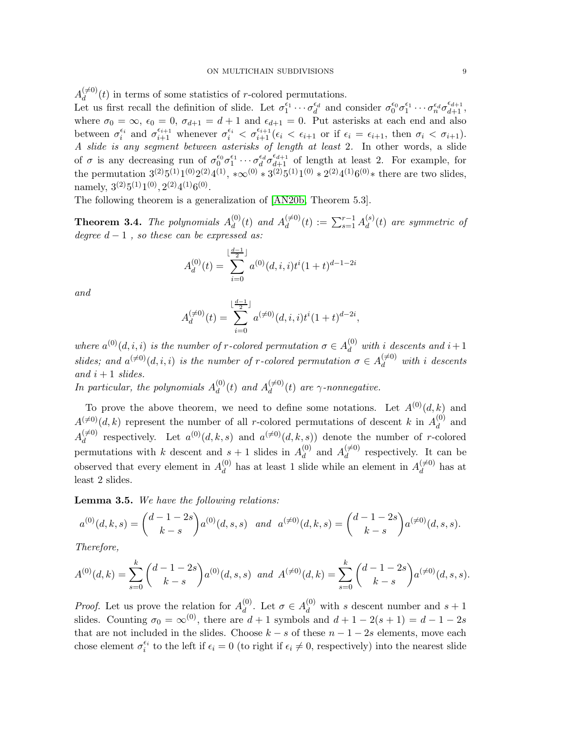$A_d^{(\neq 0)}(t)$ in terms of some statistics of $r$-colored permutations.

Let us first recall the definition of slide. Let $\sigma_1^{\epsilon_1}\cdots\sigma_d^{\epsilon_d}$ and consider $\sigma_0^{\epsilon_0}\sigma_1^{\epsilon_1}\cdots\sigma_n^{\epsilon_d}\sigma_{d+1}^{\epsilon_{d+1}}$, where $\sigma_0 = \infty$, $\epsilon_0 = 0$, $\sigma_{d+1} = d+1$ and $\epsilon_{d+1} = 0$. Put asterisks at each end and also between $\sigma_i^{\epsilon_i}$ and $\sigma_{i+1}^{\epsilon_{i+1}}$ whenever $\sigma_i^{\epsilon_i} < \sigma_{i+1}^{\epsilon_{i+1}}$($\epsilon_i < \epsilon_{i+1}$ or if $\epsilon_i = \epsilon_{i+1}$, then $\sigma_i < \sigma_{i+1}$). *A slide is any segment between asterisks of length at least* 2. In other words, a slide of $\sigma$ is any decreasing run of $\sigma_0^{\epsilon_0}\sigma_1^{\epsilon_1}\cdots\sigma_d^{\epsilon_d}\sigma_{d+1}^{\epsilon_{d+1}}$ of length at least 2. For example, for the permutation $3^{(2)}5^{(1)}1^{(0)}2^{(2)}4^{(1)}$, $*\infty^{(0)} * 3^{(2)}5^{(1)}1^{(0)} * 2^{(2)}4^{(1)}6^{(0)}*$ there are two slides, namely, $3^{(2)}5^{(1)}1^{(0)}, 2^{(2)}4^{(1)}6^{(0)}$.

The following theorem is a generalization of [AN20b, Theorem 5.3].

**Theorem 3.4.** *The polynomials $A_d^{(0)}(t)$ and $A_d^{(\neq 0)}(t) := \sum_{s=1}^{r-1} A_d^{(s)}(t)$ are symmetric of degree $d-1$ , so these can be expressed as:*

$$A_d^{(0)}(t) = \sum_{i=0}^{\lfloor \frac{d-1}{2} \rfloor} a^{(0)}(d,i,i)t^i(1+t)^{d-1-2i}$$

*and*

$$A_d^{(\neq 0)}(t) = \sum_{i=0}^{\lfloor \frac{d-1}{2} \rfloor} a^{(\neq 0)}(d,i,i)t^i(1+t)^{d-2i},$$

*where $a^{(0)}(d,i,i)$ is the number of $r$-colored permutation $\sigma \in A_d^{(0)}$ with $i$ descents and $i+1$ slides; and $a^{(\neq 0)}(d,i,i)$ is the number of $r$-colored permutation $\sigma \in A_d^{(\neq 0)}$ with $i$ descents and $i+1$ slides.*

*In particular, the polynomials $A_d^{(0)}(t)$ and $A_d^{(\neq 0)}(t)$ are $\gamma$-nonnegative.*

To prove the above theorem, we need to define some notations. Let $A^{(0)}(d,k)$ and $A^{(\neq 0)}(d,k)$ represent the number of all $r$-colored permutations of descent $k$ in $A_d^{(0)}$ and $A_d^{(\neq 0)}$ respectively. Let $a^{(0)}(d,k,s)$ and $a^{(\neq 0)}(d,k,s))$ denote the number of $r$-colored permutations with $k$ descent and $s+1$ slides in $A_d^{(0)}$ and $A_d^{(\neq 0)}$ respectively. It can be observed that every element in $A_d^{(0)}$ has at least 1 slide while an element in $A_d^{(\neq 0)}$ has at least 2 slides.

**Lemma 3.5.** *We have the following relations:*

$$a^{(0)}(d,k,s) = \binom{d-1-2s}{k-s} a^{(0)}(d,s,s) \quad \text{and} \quad a^{(\neq 0)}(d,k,s) = \binom{d-1-2s}{k-s} a^{(\neq 0)}(d,s,s).$$

*Therefore,*

$$A^{(0)}(d,k) = \sum_{s=0}^{k} \binom{d-1-2s}{k-s} a^{(0)}(d,s,s) \quad \text{and} \quad A^{(\neq 0)}(d,k) = \sum_{s=0}^{k} \binom{d-1-2s}{k-s} a^{(\neq 0)}(d,s,s).$$

*Proof.* Let us prove the relation for $A_d^{(0)}$. Let $\sigma \in A_d^{(0)}$ with $s$ descent number and $s+1$ slides. Counting $\sigma_0 = \infty^{(0)}$, there are $d+1$ symbols and $d+1-2(s+1) = d-1-2s$ that are not included in the slides. Choose $k-s$ of these $n-1-2s$ elements, move each chose element $\sigma_i^{\epsilon_i}$ to the left if $\epsilon_i = 0$ (to right if $\epsilon_i \neq 0$, respectively) into the nearest slide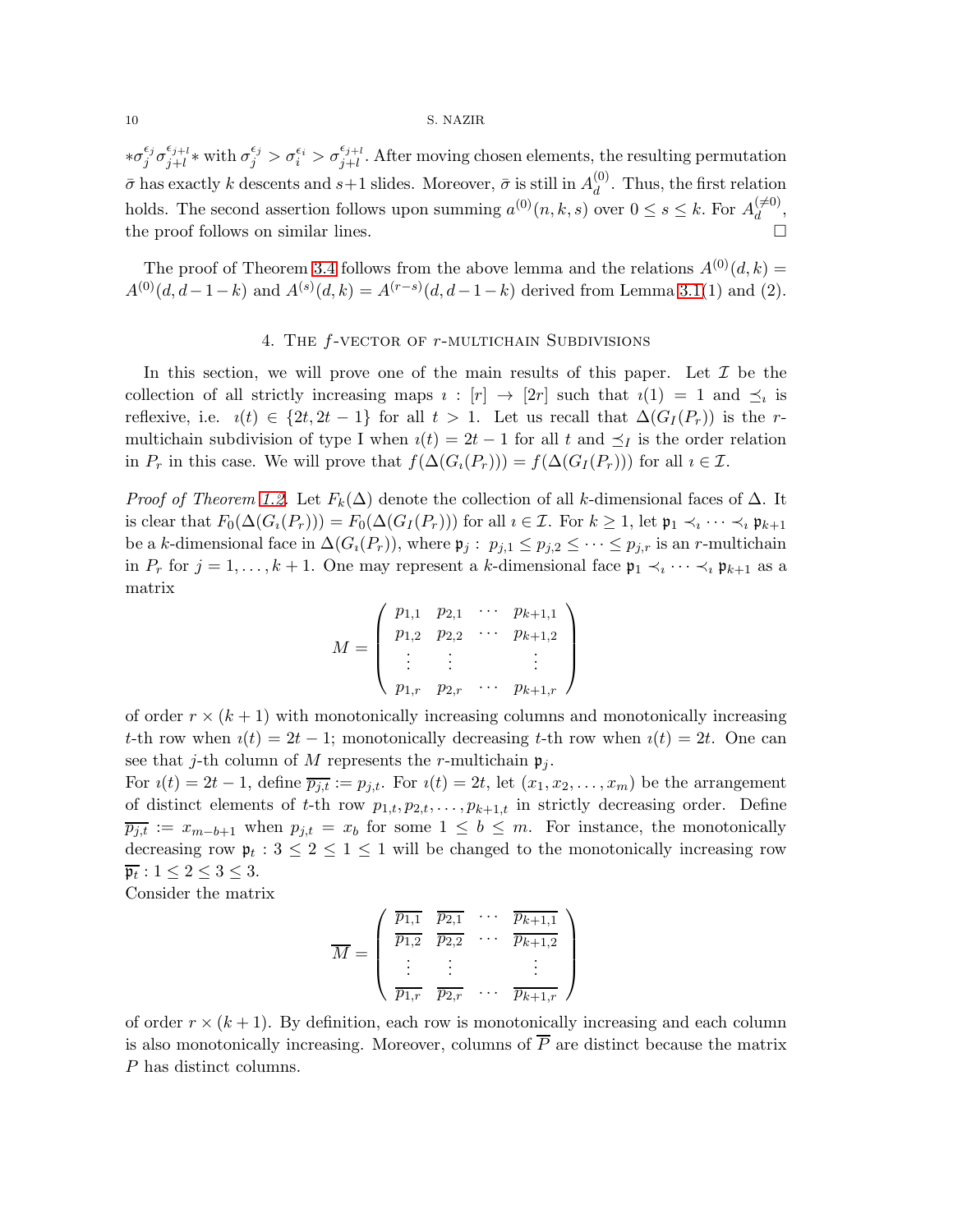$*\sigma_j^{\epsilon_j}\sigma_{j+l}^{\epsilon_{j+l}}*$ with $\sigma_j^{\epsilon_j} > \sigma_i^{\epsilon_i} > \sigma_{j+l}^{\epsilon_{j+l}}$. After moving chosen elements, the resulting permutation $\bar{\sigma}$ has exactly $k$ descents and $s+1$ slides. Moreover, $\bar{\sigma}$ is still in $A_d^{(0)}$. Thus, the first relation holds. The second assertion follows upon summing $a^{(0)}(n,k,s)$ over $0 \leq s \leq k$. For $A_d^{(\neq 0)}$, the proof follows on similar lines. $\square$

The proof of Theorem 3.4 follows from the above lemma and the relations $A^{(0)}(d,k) = A^{(0)}(d, d-1-k)$ and $A^{(s)}(d,k) = A^{(r-s)}(d, d-1-k)$ derived from Lemma 3.1(1) and (2).

## 4. The $f$-vector of $r$-multichain Subdivisions

In this section, we will prove one of the main results of this paper. Let $\mathcal{I}$ be the collection of all strictly increasing maps $\imath : [r] \to [2r]$ such that $\imath(1) = 1$ and $\preceq_\imath$ is reflexive, i.e. $\imath(t) \in \{2t, 2t-1\}$ for all $t > 1$. Let us recall that $\Delta(G_I(P_r))$ is the $r$-multichain subdivision of type I when $\imath(t) = 2t-1$ for all $t$ and $\preceq_I$ is the order relation in $P_r$ in this case. We will prove that $f(\Delta(G_\imath(P_r))) = f(\Delta(G_I(P_r)))$ for all $\imath \in \mathcal{I}$.

*Proof of Theorem 1.2.* Let $F_k(\Delta)$ denote the collection of all $k$-dimensional faces of $\Delta$. It is clear that $F_0(\Delta(G_\imath(P_r))) = F_0(\Delta(G_I(P_r)))$ for all $\imath \in \mathcal{I}$. For $k \geq 1$, let $\mathfrak{p}_1 \prec_\imath \cdots \prec_\imath \mathfrak{p}_{k+1}$ be a $k$-dimensional face in $\Delta(G_\imath(P_r))$, where $\mathfrak{p}_j : \ p_{j,1} \leq p_{j,2} \leq \cdots \leq p_{j,r}$ is an $r$-multichain in $P_r$ for $j = 1, \ldots, k+1$. One may represent a $k$-dimensional face $\mathfrak{p}_1 \prec_\imath \cdots \prec_\imath \mathfrak{p}_{k+1}$ as a matrix

$$M = \begin{pmatrix} p_{1,1} & p_{2,1} & \cdots & p_{k+1,1} \\ p_{1,2} & p_{2,2} & \cdots & p_{k+1,2} \\ \vdots & \vdots & & \vdots \\ p_{1,r} & p_{2,r} & \cdots & p_{k+1,r} \end{pmatrix}$$

of order $r \times (k+1)$ with monotonically increasing columns and monotonically increasing $t$-th row when $\imath(t) = 2t-1$; monotonically decreasing $t$-th row when $\imath(t) = 2t$. One can see that $j$-th column of $M$ represents the $r$-multichain $\mathfrak{p}_j$.
For $\imath(t) = 2t-1$, define $\overline{p_{j,t}} := p_{j,t}$. For $\imath(t) = 2t$, let $(x_1, x_2, \ldots, x_m)$ be the arrangement of distinct elements of $t$-th row $p_{1,t}, p_{2,t}, \ldots, p_{k+1,t}$ in strictly decreasing order. Define $\overline{p_{j,t}} := x_{m-b+1}$ when $p_{j,t} = x_b$ for some $1 \leq b \leq m$. For instance, the monotonically decreasing row $\mathfrak{p}_t : 3 \leq 2 \leq 1 \leq 1$ will be changed to the monotonically increasing row $\overline{\mathfrak{p}_t} : 1 \leq 2 \leq 3 \leq 3$.
Consider the matrix

$$\overline{M} = \begin{pmatrix} \overline{p_{1,1}} & \overline{p_{2,1}} & \cdots & \overline{p_{k+1,1}} \\ \overline{p_{1,2}} & \overline{p_{2,2}} & \cdots & \overline{p_{k+1,2}} \\ \vdots & \vdots & & \vdots \\ \overline{p_{1,r}} & \overline{p_{2,r}} & \cdots & \overline{p_{k+1,r}} \end{pmatrix}$$

of order $r \times (k+1)$. By definition, each row is monotonically increasing and each column is also monotonically increasing. Moreover, columns of $\overline{P}$ are distinct because the matrix $P$ has distinct columns.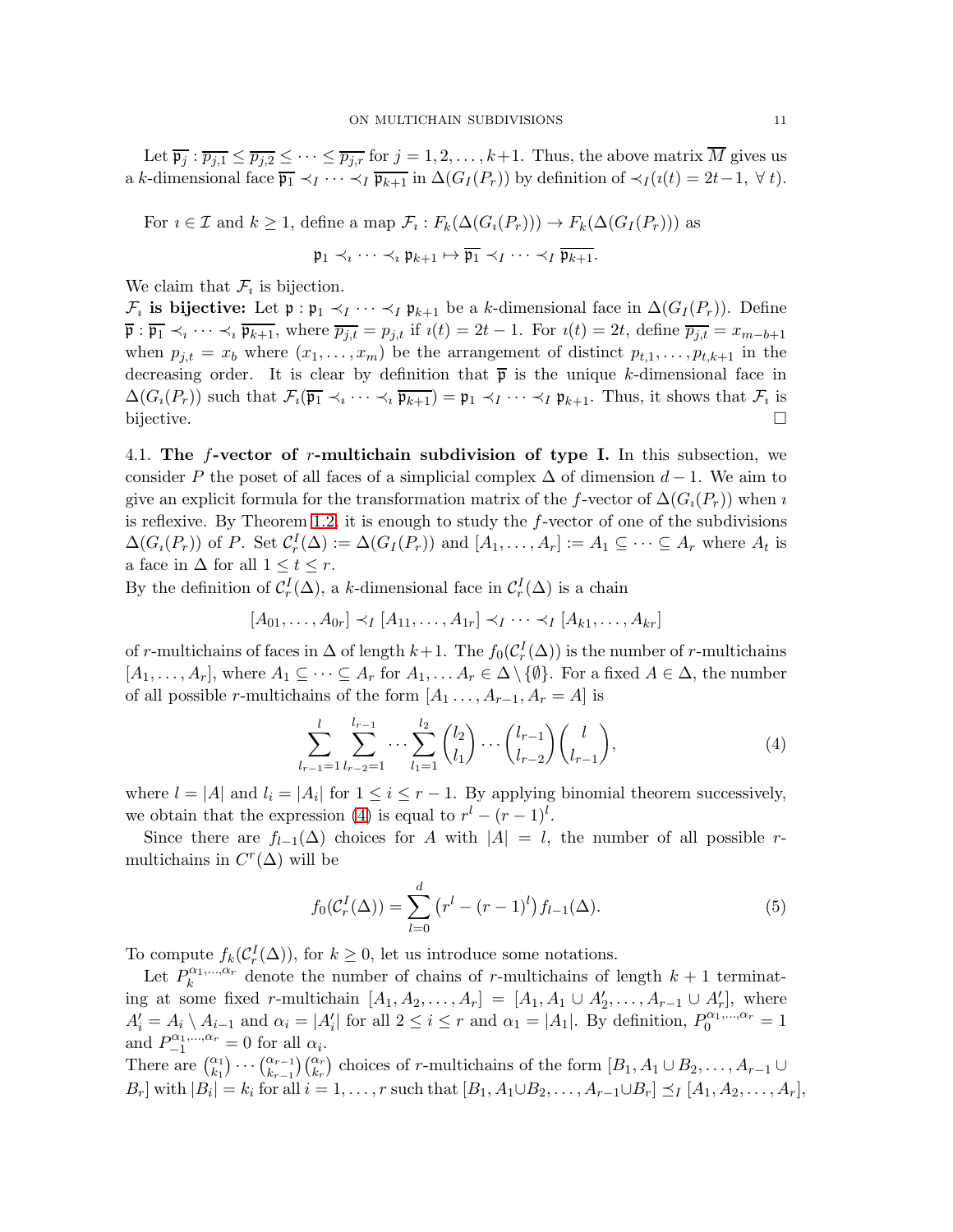Let $\overline{\mathfrak{p}_j} : \overline{p_{j,1}} \leq \overline{p_{j,2}} \leq \cdots \leq \overline{p_{j,r}}$ for $j = 1, 2, \ldots, k+1$. Thus, the above matrix $\overline{M}$ gives us a $k$-dimensional face $\overline{\mathfrak{p}_1} \prec_I \cdots \prec_I \overline{\mathfrak{p}_{k+1}}$ in $\Delta(G_I(P_r))$ by definition of $\prec_I (\imath(t) = 2t-1, \ \forall\, t)$.

For $\imath \in \mathcal{I}$ and $k \geq 1$, define a map $\mathcal{F}_\imath : F_k(\Delta(G_\imath(P_r))) \to F_k(\Delta(G_I(P_r)))$ as

$$\mathfrak{p}_1 \prec_\imath \cdots \prec_\imath \mathfrak{p}_{k+1} \mapsto \overline{\mathfrak{p}_1} \prec_I \cdots \prec_I \overline{\mathfrak{p}_{k+1}}.$$

We claim that $\mathcal{F}_\imath$ is bijection.

**$\mathcal{F}_\imath$ is bijective:** Let $\mathfrak{p} : \mathfrak{p}_1 \prec_I \cdots \prec_I \mathfrak{p}_{k+1}$ be a $k$-dimensional face in $\Delta(G_I(P_r))$. Define $\overline{\mathfrak{p}} : \overline{\mathfrak{p}_1} \prec_\imath \cdots \prec_\imath \overline{\mathfrak{p}_{k+1}}$, where $\overline{p_{j,t}} = p_{j,t}$ if $\imath(t) = 2t-1$. For $\imath(t) = 2t$, define $\overline{p_{j,t}} = x_{m-b+1}$ when $p_{j,t} = x_b$ where $(x_1, \ldots, x_m)$ be the arrangement of distinct $p_{t,1}, \ldots, p_{t,k+1}$ in the decreasing order. It is clear by definition that $\overline{\mathfrak{p}}$ is the unique $k$-dimensional face in $\Delta(G_\imath(P_r))$ such that $\mathcal{F}_\imath(\overline{\mathfrak{p}_1} \prec_\imath \cdots \prec_\imath \overline{\mathfrak{p}_{k+1}}) = \mathfrak{p}_1 \prec_I \cdots \prec_I \mathfrak{p}_{k+1}$. Thus, it shows that $\mathcal{F}_\imath$ is bijective. $\square$

4.1. **The $f$-vector of $r$-multichain subdivision of type I.** In this subsection, we consider $P$ the poset of all faces of a simplicial complex $\Delta$ of dimension $d-1$. We aim to give an explicit formula for the transformation matrix of the $f$-vector of $\Delta(G_\imath(P_r))$ when $\imath$ is reflexive. By Theorem 1.2, it is enough to study the $f$-vector of one of the subdivisions $\Delta(G_\imath(P_r))$ of $P$. Set $\mathcal{C}_r^I(\Delta) := \Delta(G_I(P_r))$ and $[A_1, \ldots, A_r] := A_1 \subseteq \cdots \subseteq A_r$ where $A_t$ is a face in $\Delta$ for all $1 \leq t \leq r$.
By the definition of $\mathcal{C}_r^I(\Delta)$, a $k$-dimensional face in $\mathcal{C}_r^I(\Delta)$ is a chain

$$[A_{01}, \ldots, A_{0r}] \prec_I [A_{11}, \ldots, A_{1r}] \prec_I \cdots \prec_I [A_{k1}, \ldots, A_{kr}]$$

of $r$-multichains of faces in $\Delta$ of length $k+1$. The $f_0(\mathcal{C}_r^I(\Delta))$ is the number of $r$-multichains $[A_1, \ldots, A_r]$, where $A_1 \subseteq \cdots \subseteq A_r$ for $A_1, \ldots A_r \in \Delta \setminus \{\emptyset\}$. For a fixed $A \in \Delta$, the number of all possible $r$-multichains of the form $[A_1 \ldots, A_{r-1}, A_r = A]$ is

$$\sum_{l_{r-1}=1}^{l} \sum_{l_{r-2}=1}^{l_{r-1}} \cdots \sum_{l_1=1}^{l_2} \binom{l_2}{l_1} \cdots \binom{l_{r-1}}{l_{r-2}} \binom{l}{l_{r-1}}, \tag{4}$$

where $l = |A|$ and $l_i = |A_i|$ for $1 \leq i \leq r-1$. By applying binomial theorem successively, we obtain that the expression (4) is equal to $r^l - (r-1)^l$.

Since there are $f_{l-1}(\Delta)$ choices for $A$ with $|A| = l$, the number of all possible $r$-multichains in $C^r(\Delta)$ will be

$$f_0(\mathcal{C}_r^I(\Delta)) = \sum_{l=0}^{d} \left(r^l - (r-1)^l\right) f_{l-1}(\Delta). \tag{5}$$

To compute $f_k(\mathcal{C}_r^I(\Delta))$, for $k \geq 0$, let us introduce some notations.

Let $P_k^{\alpha_1, \ldots, \alpha_r}$ denote the number of chains of $r$-multichains of length $k+1$ terminating at some fixed $r$-multichain $[A_1, A_2, \ldots, A_r] = [A_1, A_1 \cup A_2', \ldots, A_{r-1} \cup A_r']$, where $A_i' = A_i \setminus A_{i-1}$ and $\alpha_i = |A_i'|$ for all $2 \leq i \leq r$ and $\alpha_1 = |A_1|$. By definition, $P_0^{\alpha_1, \ldots, \alpha_r} = 1$ and $P_{-1}^{\alpha_1, \ldots, \alpha_r} = 0$ for all $\alpha_i$.
There are $\binom{\alpha_1}{k_1} \cdots \binom{\alpha_{r-1}}{k_{r-1}} \binom{\alpha_r}{k_r}$ choices of $r$-multichains of the form $[B_1, A_1 \cup B_2, \ldots, A_{r-1} \cup B_r]$ with $|B_i| = k_i$ for all $i = 1, \ldots, r$ such that $[B_1, A_1 \cup B_2, \ldots, A_{r-1} \cup B_r] \preceq_I [A_1, A_2, \ldots, A_r]$,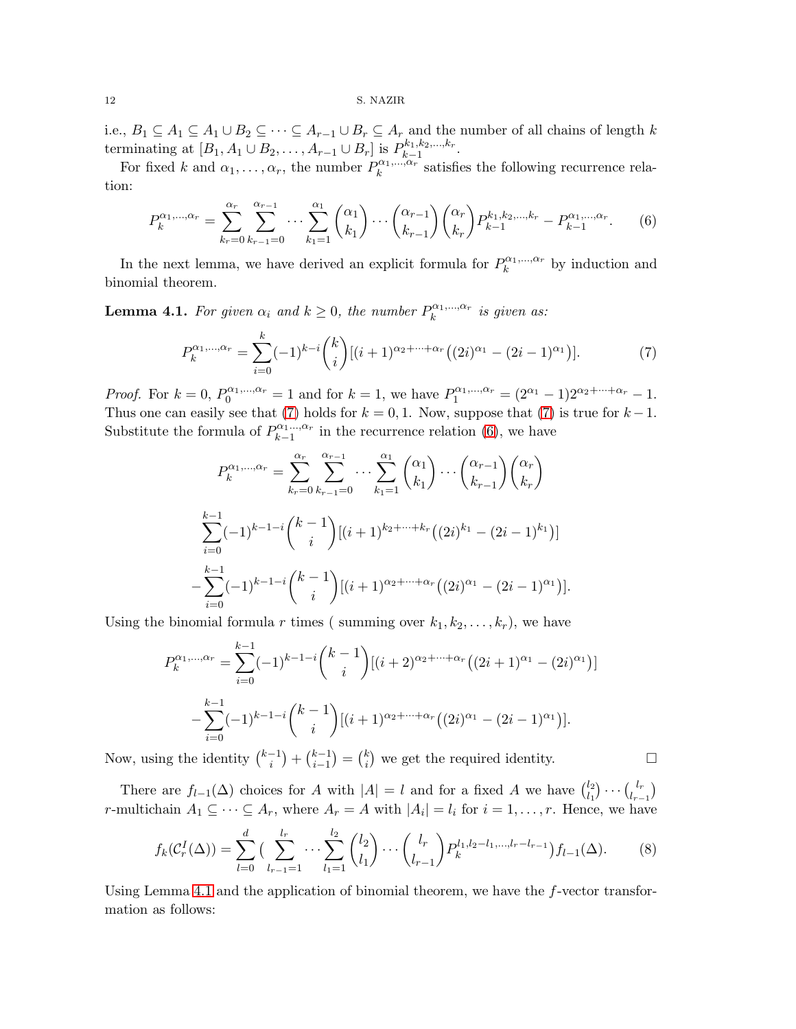i.e., $B_1 \subseteq A_1 \subseteq A_1 \cup B_2 \subseteq \cdots \subseteq A_{r-1} \cup B_r \subseteq A_r$ and the number of all chains of length $k$ terminating at $[B_1, A_1 \cup B_2, \ldots, A_{r-1} \cup B_r]$ is $P_{k-1}^{k_1,k_2,\ldots,k_r}$.

For fixed $k$ and $\alpha_1, \ldots, \alpha_r$, the number $P_k^{\alpha_1,\ldots,\alpha_r}$ satisfies the following recurrence relation:

$$P_k^{\alpha_1,\ldots,\alpha_r} = \sum_{k_r=0}^{\alpha_r} \sum_{k_{r-1}=0}^{\alpha_{r-1}} \cdots \sum_{k_1=1}^{\alpha_1} \binom{\alpha_1}{k_1} \cdots \binom{\alpha_{r-1}}{k_{r-1}} \binom{\alpha_r}{k_r} P_{k-1}^{k_1,k_2,\ldots,k_r} - P_{k-1}^{\alpha_1,\ldots,\alpha_r}. \tag{6}$$

In the next lemma, we have derived an explicit formula for $P_k^{\alpha_1,\ldots,\alpha_r}$ by induction and binomial theorem.

**Lemma 4.1.** *For given $\alpha_i$ and $k \geq 0$, the number $P_k^{\alpha_1,\ldots,\alpha_r}$ is given as:*

$$P_k^{\alpha_1,\ldots,\alpha_r} = \sum_{i=0}^{k} (-1)^{k-i} \binom{k}{i} [(i+1)^{\alpha_2+\cdots+\alpha_r}\big((2i)^{\alpha_1} - (2i-1)^{\alpha_1}\big)]. \tag{7}$$

*Proof.* For $k = 0$, $P_0^{\alpha_1,\ldots,\alpha_r} = 1$ and for $k = 1$, we have $P_1^{\alpha_1,\ldots,\alpha_r} = (2^{\alpha_1} - 1)2^{\alpha_2+\cdots+\alpha_r} - 1$. Thus one can easily see that (7) holds for $k = 0, 1$. Now, suppose that (7) is true for $k-1$. Substitute the formula of $P_{k-1}^{\alpha_1,\ldots,\alpha_r}$ in the recurrence relation (6), we have

$$P_k^{\alpha_1,\ldots,\alpha_r} = \sum_{k_r=0}^{\alpha_r} \sum_{k_{r-1}=0}^{\alpha_{r-1}} \cdots \sum_{k_1=1}^{\alpha_1} \binom{\alpha_1}{k_1} \cdots \binom{\alpha_{r-1}}{k_{r-1}} \binom{\alpha_r}{k_r}$$

$$\sum_{i=0}^{k-1} (-1)^{k-1-i} \binom{k-1}{i} [(i+1)^{k_2+\cdots+k_r}\big((2i)^{k_1} - (2i-1)^{k_1}\big)]$$

$$- \sum_{i=0}^{k-1} (-1)^{k-1-i} \binom{k-1}{i} [(i+1)^{\alpha_2+\cdots+\alpha_r}\big((2i)^{\alpha_1} - (2i-1)^{\alpha_1}\big)].$$

Using the binomial formula $r$ times ( summing over $k_1, k_2, \ldots, k_r$), we have

$$P_k^{\alpha_1,\ldots,\alpha_r} = \sum_{i=0}^{k-1} (-1)^{k-1-i} \binom{k-1}{i} [(i+2)^{\alpha_2+\cdots+\alpha_r}\big((2i+1)^{\alpha_1} - (2i)^{\alpha_1}\big)]$$

$$- \sum_{i=0}^{k-1} (-1)^{k-1-i} \binom{k-1}{i} [(i+1)^{\alpha_2+\cdots+\alpha_r}\big((2i)^{\alpha_1} - (2i-1)^{\alpha_1}\big)].$$

Now, using the identity $\binom{k-1}{i} + \binom{k-1}{i-1} = \binom{k}{i}$ we get the required identity. $\square$

There are $f_{l-1}(\Delta)$ choices for $A$ with $|A| = l$ and for a fixed $A$ we have $\binom{l_2}{l_1} \cdots \binom{l_r}{l_{r-1}}$ $r$-multichain $A_1 \subseteq \cdots \subseteq A_r$, where $A_r = A$ with $|A_i| = l_i$ for $i = 1, \ldots, r$. Hence, we have

$$f_k(\mathcal{C}_r^I(\Delta)) = \sum_{l=0}^{d} \Big( \sum_{l_{r-1}=1}^{l_r} \cdots \sum_{l_1=1}^{l_2} \binom{l_2}{l_1} \cdots \binom{l_r}{l_{r-1}} P_k^{l_1, l_2-l_1, \ldots, l_r-l_{r-1}} \Big) f_{l-1}(\Delta). \tag{8}$$

Using Lemma 4.1 and the application of binomial theorem, we have the $f$-vector transformation as follows: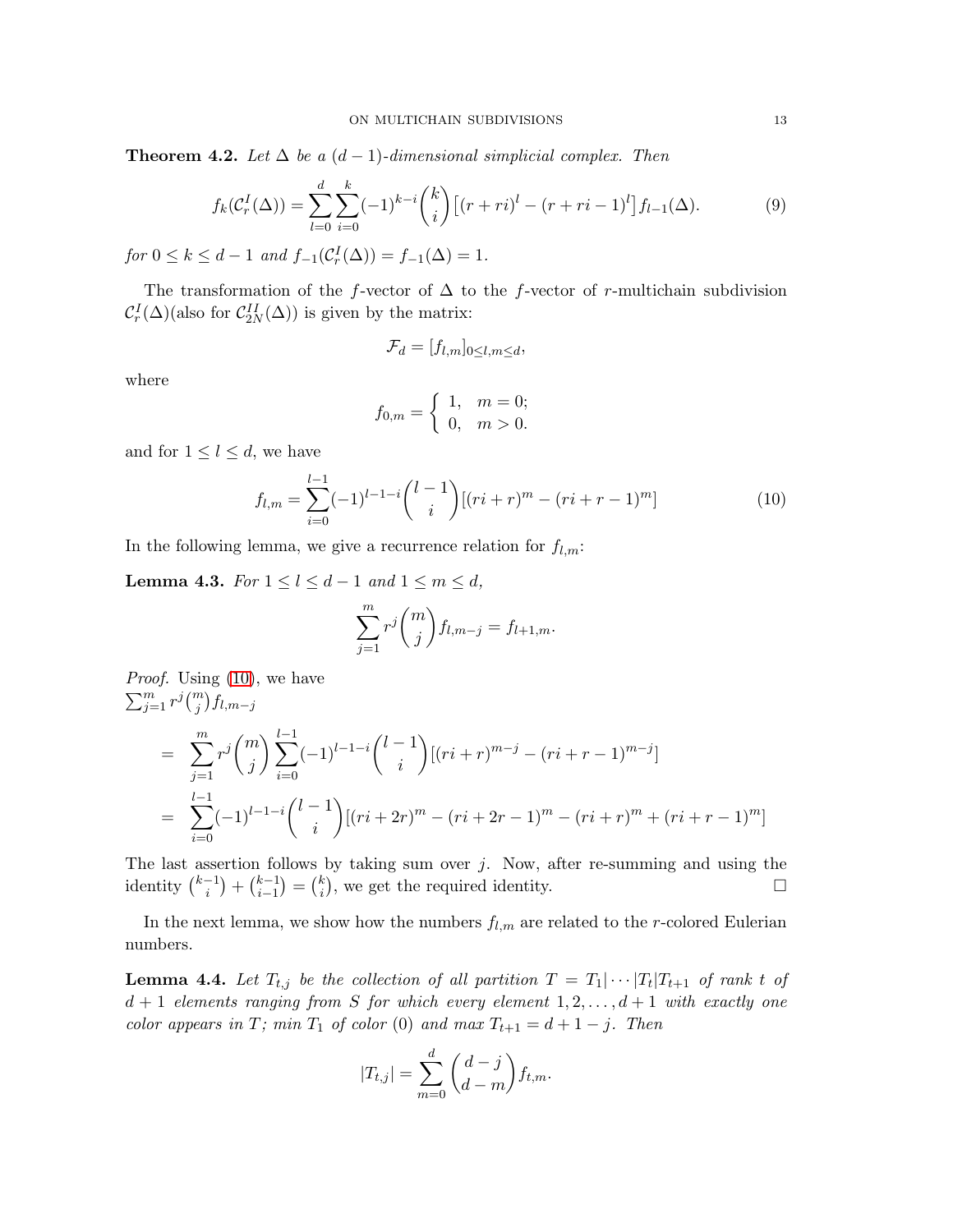**Theorem 4.2.** *Let $\Delta$ be a $(d-1)$-dimensional simplicial complex. Then*

$$f_k(\mathcal{C}_r^I(\Delta)) = \sum_{l=0}^{d}\sum_{i=0}^{k}(-1)^{k-i}\binom{k}{i}\left[(r+ri)^l - (r+ri-1)^l\right]f_{l-1}(\Delta). \tag{9}$$

*for $0 \leq k \leq d-1$ and $f_{-1}(\mathcal{C}_r^I(\Delta)) = f_{-1}(\Delta) = 1$.*

The transformation of the $f$-vector of $\Delta$ to the $f$-vector of $r$-multichain subdivision $\mathcal{C}_r^I(\Delta)$(also for $\mathcal{C}_{2N}^{II}(\Delta)$) is given by the matrix:

$$\mathcal{F}_d = [f_{l,m}]_{0\leq l,m\leq d},$$

where

$$f_{0,m} = \begin{cases} 1, & m = 0; \\ 0, & m > 0. \end{cases}$$

and for $1 \leq l \leq d$, we have

$$f_{l,m} = \sum_{i=0}^{l-1}(-1)^{l-1-i}\binom{l-1}{i}[(ri+r)^m - (ri+r-1)^m] \tag{10}$$

In the following lemma, we give a recurrence relation for $f_{l,m}$:

**Lemma 4.3.** *For $1 \leq l \leq d-1$ and $1 \leq m \leq d$,*

$$\sum_{j=1}^{m} r^j\binom{m}{j}f_{l,m-j} = f_{l+1,m}.$$

*Proof.* Using (10), we have
$\sum_{j=1}^{m} r^j\binom{m}{j}f_{l,m-j}$

$$\begin{aligned}
&= \sum_{j=1}^{m} r^j\binom{m}{j}\sum_{i=0}^{l-1}(-1)^{l-1-i}\binom{l-1}{i}[(ri+r)^{m-j} - (ri+r-1)^{m-j}] \\
&= \sum_{i=0}^{l-1}(-1)^{l-1-i}\binom{l-1}{i}[(ri+2r)^m - (ri+2r-1)^m - (ri+r)^m + (ri+r-1)^m]
\end{aligned}$$

The last assertion follows by taking sum over $j$. Now, after re-summing and using the identity $\binom{k-1}{i} + \binom{k-1}{i-1} = \binom{k}{i}$, we get the required identity. $\square$

In the next lemma, we show how the numbers $f_{l,m}$ are related to the $r$-colored Eulerian numbers.

**Lemma 4.4.** *Let $T_{t,j}$ be the collection of all partition $T = T_1|\cdots|T_t|T_{t+1}$ of rank $t$ of $d+1$ elements ranging from $S$ for which every element $1, 2, \ldots, d+1$ with exactly one color appears in $T$; min $T_1$ of color $(0)$ and max $T_{t+1} = d+1-j$. Then*

$$|T_{t,j}| = \sum_{m=0}^{d}\binom{d-j}{d-m}f_{t,m}.$$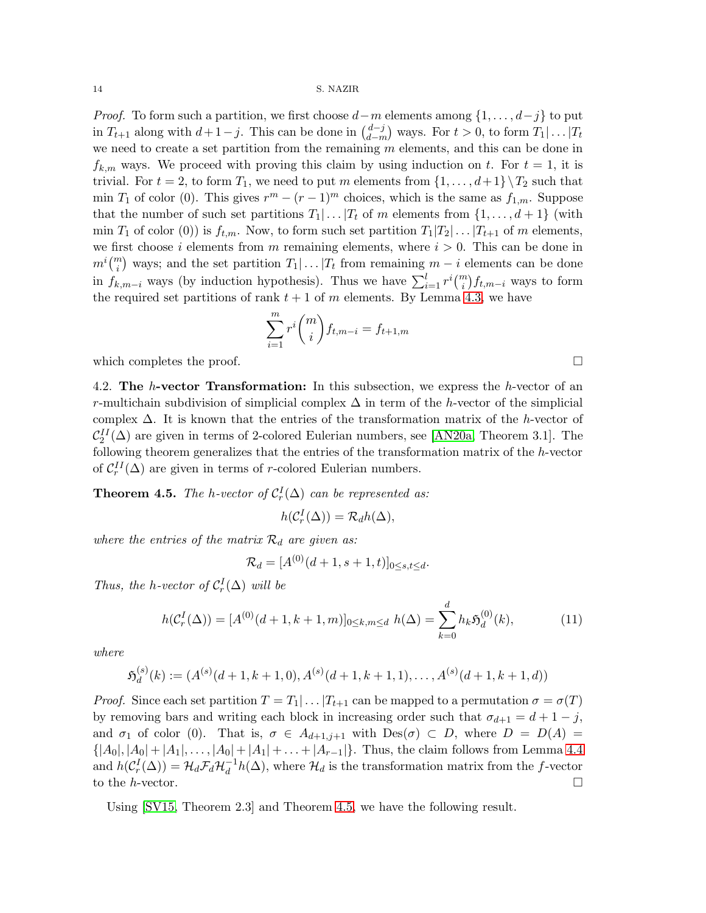*Proof.* To form such a partition, we first choose $d-m$ elements among $\{1,\ldots,d-j\}$ to put in $T_{t+1}$ along with $d+1-j$. This can be done in $\binom{d-j}{d-m}$ ways. For $t>0$, to form $T_1|\ldots|T_t$ we need to create a set partition from the remaining $m$ elements, and this can be done in $f_{k,m}$ ways. We proceed with proving this claim by using induction on $t$. For $t=1$, it is trivial. For $t=2$, to form $T_1$, we need to put $m$ elements from $\{1,\ldots,d+1\}\setminus T_2$ such that $\min T_1$ of color (0). This gives $r^m-(r-1)^m$ choices, which is the same as $f_{1,m}$. Suppose that the number of such set partitions $T_1|\ldots|T_t$ of $m$ elements from $\{1,\ldots,d+1\}$ (with $\min T_1$ of color (0)) is $f_{t,m}$. Now, to form such set partition $T_1|T_2|\ldots|T_{t+1}$ of $m$ elements, we first choose $i$ elements from $m$ remaining elements, where $i>0$. This can be done in $m^i\binom{m}{i}$ ways; and the set partition $T_1|\ldots|T_t$ from remaining $m-i$ elements can be done in $f_{k,m-i}$ ways (by induction hypothesis). Thus we have $\sum_{i=1}^{l} r^i\binom{m}{i}f_{t,m-i}$ ways to form the required set partitions of rank $t+1$ of $m$ elements. By Lemma 4.3, we have

$$\sum_{i=1}^{m} r^i\binom{m}{i}f_{t,m-i}=f_{t+1,m}$$

which completes the proof. ☐

4.2. **The $h$-vector Transformation:** In this subsection, we express the $h$-vector of an $r$-multichain subdivision of simplicial complex $\Delta$ in term of the $h$-vector of the simplicial complex $\Delta$. It is known that the entries of the transformation matrix of the $h$-vector of $\mathcal{C}_2^{II}(\Delta)$ are given in terms of 2-colored Eulerian numbers, see [AN20a, Theorem 3.1]. The following theorem generalizes that the entries of the transformation matrix of the $h$-vector of $\mathcal{C}_r^{II}(\Delta)$ are given in terms of $r$-colored Eulerian numbers.

**Theorem 4.5.** *The $h$-vector of $\mathcal{C}_r^{I}(\Delta)$ can be represented as:*

$$h(\mathcal{C}_r^{I}(\Delta))=\mathcal{R}_d h(\Delta),$$

*where the entries of the matrix $\mathcal{R}_d$ are given as:*

$$\mathcal{R}_d=[A^{(0)}(d+1,s+1,t)]_{0\le s,t\le d}.$$

*Thus, the $h$-vector of $\mathcal{C}_r^{I}(\Delta)$ will be*

$$h(\mathcal{C}_r^{I}(\Delta))=[A^{(0)}(d+1,k+1,m)]_{0\le k,m\le d}\ h(\Delta)=\sum_{k=0}^{d}h_k\mathfrak{H}_d^{(0)}(k),\tag{11}$$

*where*

$$\mathfrak{H}_d^{(s)}(k):=(A^{(s)}(d+1,k+1,0),A^{(s)}(d+1,k+1,1),\ldots,A^{(s)}(d+1,k+1,d))$$

*Proof.* Since each set partition $T=T_1|\ldots|T_{t+1}$ can be mapped to a permutation $\sigma=\sigma(T)$ by removing bars and writing each block in increasing order such that $\sigma_{d+1}=d+1-j$, and $\sigma_1$ of color (0). That is, $\sigma\in A_{d+1,j+1}$ with $\mathrm{Des}(\sigma)\subset D$, where $D=D(A)=\{|A_0|,|A_0|+|A_1|,\ldots,|A_0|+|A_1|+\ldots+|A_{r-1}|\}$. Thus, the claim follows from Lemma 4.4 and $h(\mathcal{C}_r^{I}(\Delta))=\mathcal{H}_d\mathcal{F}_d\mathcal{H}_d^{-1}h(\Delta)$, where $\mathcal{H}_d$ is the transformation matrix from the $f$-vector to the $h$-vector. ☐

Using [SV15, Theorem 2.3] and Theorem 4.5, we have the following result.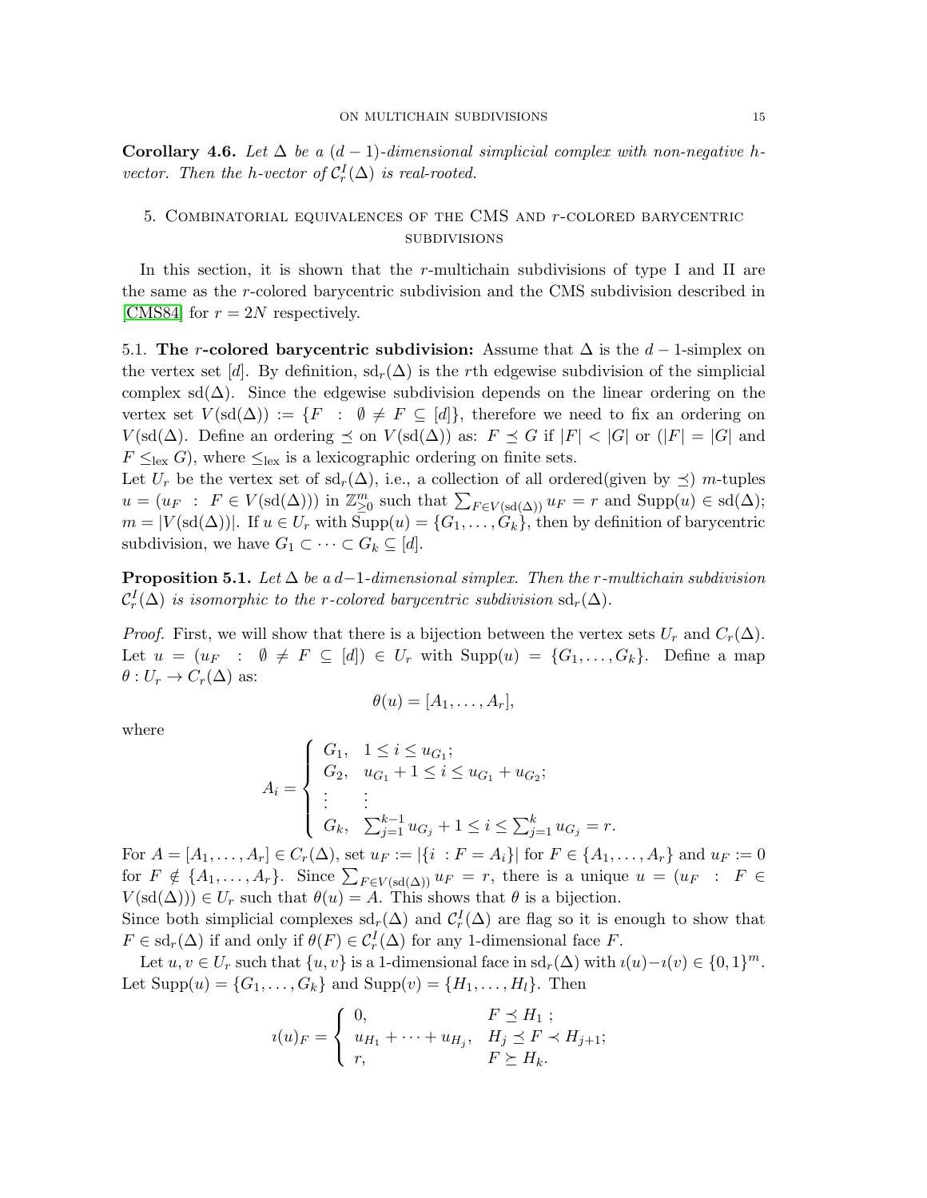**Corollary 4.6.** *Let $\Delta$ be a $(d-1)$-dimensional simplicial complex with non-negative h-vector. Then the h-vector of $\mathcal{C}_r^I(\Delta)$ is real-rooted.*

## 5. Combinatorial equivalences of the CMS and $r$-colored barycentric subdivisions

In this section, it is shown that the $r$-multichain subdivisions of type I and II are the same as the $r$-colored barycentric subdivision and the CMS subdivision described in [CMS84] for $r = 2N$ respectively.

### 5.1. The $r$-colored barycentric subdivision:

Assume that $\Delta$ is the $d-1$-simplex on the vertex set $[d]$. By definition, $\mathrm{sd}_r(\Delta)$ is the $r$th edgewise subdivision of the simplicial complex $\mathrm{sd}(\Delta)$. Since the edgewise subdivision depends on the linear ordering on the vertex set $V(\mathrm{sd}(\Delta)) := \{F \ : \ \emptyset \neq F \subseteq [d]\}$, therefore we need to fix an ordering on $V(\mathrm{sd}(\Delta))$. Define an ordering $\preceq$ on $V(\mathrm{sd}(\Delta))$ as: $F \preceq G$ if $|F| < |G|$ or ($|F| = |G|$ and $F \leq_{\text{lex}} G$), where $\leq_{\text{lex}}$ is a lexicographic ordering on finite sets.

Let $U_r$ be the vertex set of $\mathrm{sd}_r(\Delta)$, i.e., a collection of all ordered(given by $\preceq$) $m$-tuples $u = (u_F \ : \ F \in V(\mathrm{sd}(\Delta)))$ in $\mathbb{Z}^m_{\geq 0}$ such that $\sum_{F \in V(\mathrm{sd}(\Delta))} u_F = r$ and $\mathrm{Supp}(u) \in \mathrm{sd}(\Delta)$; $m = |V(\mathrm{sd}(\Delta))|$. If $u \in U_r$ with $\mathrm{Supp}(u) = \{G_1, \ldots, G_k\}$, then by definition of barycentric subdivision, we have $G_1 \subset \cdots \subset G_k \subseteq [d]$.

**Proposition 5.1.** *Let $\Delta$ be a $d-1$-dimensional simplex. Then the $r$-multichain subdivision $\mathcal{C}_r^I(\Delta)$ is isomorphic to the $r$-colored barycentric subdivision $\mathrm{sd}_r(\Delta)$.*

*Proof.* First, we will show that there is a bijection between the vertex sets $U_r$ and $C_r(\Delta)$. Let $u = (u_F \ : \ \emptyset \neq F \subseteq [d]) \in U_r$ with $\mathrm{Supp}(u) = \{G_1, \ldots, G_k\}$. Define a map $\theta : U_r \to C_r(\Delta)$ as:

$$\theta(u) = [A_1, \ldots, A_r],$$

where

$$A_i = \begin{cases} G_1, & 1 \leq i \leq u_{G_1}; \\ G_2, & u_{G_1} + 1 \leq i \leq u_{G_1} + u_{G_2}; \\ \vdots & \vdots \\ G_k, & \sum_{j=1}^{k-1} u_{G_j} + 1 \leq i \leq \sum_{j=1}^{k} u_{G_j} = r. \end{cases}$$

For $A = [A_1, \ldots, A_r] \in C_r(\Delta)$, set $u_F := |\{i \ : F = A_i\}|$ for $F \in \{A_1, \ldots, A_r\}$ and $u_F := 0$ for $F \notin \{A_1, \ldots, A_r\}$. Since $\sum_{F \in V(\mathrm{sd}(\Delta))} u_F = r$, there is a unique $u = (u_F \ : \ F \in V(\mathrm{sd}(\Delta))) \in U_r$ such that $\theta(u) = A$. This shows that $\theta$ is a bijection.

Since both simplicial complexes $\mathrm{sd}_r(\Delta)$ and $\mathcal{C}_r^I(\Delta)$ are flag so it is enough to show that $F \in \mathrm{sd}_r(\Delta)$ if and only if $\theta(F) \in \mathcal{C}_r^I(\Delta)$ for any 1-dimensional face $F$.

Let $u, v \in U_r$ such that $\{u, v\}$ is a 1-dimensional face in $\mathrm{sd}_r(\Delta)$ with $\imath(u) - \imath(v) \in \{0, 1\}^m$. Let $\mathrm{Supp}(u) = \{G_1, \ldots, G_k\}$ and $\mathrm{Supp}(v) = \{H_1, \ldots, H_l\}$. Then

$$\imath(u)_F = \begin{cases} 0, & F \preceq H_1 \ ; \\ u_{H_1} + \cdots + u_{H_j}, & H_j \preceq F \prec H_{j+1}; \\ r, & F \succeq H_k. \end{cases}$$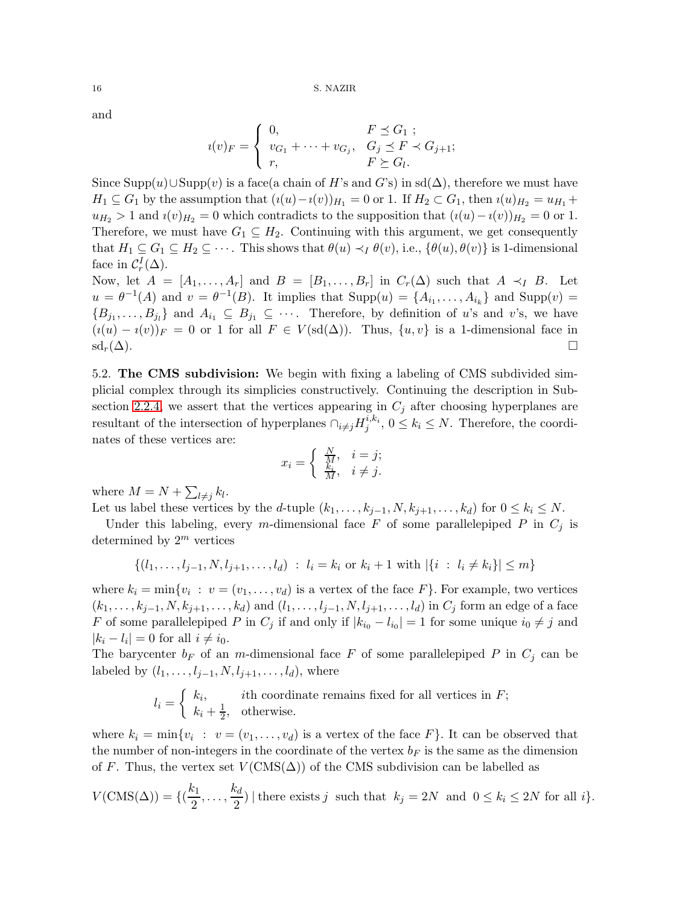and

$$
\imath(v)_F = \begin{cases} 0, & F \preceq G_1 \ ; \\ v_{G_1} + \cdots + v_{G_j}, & G_j \preceq F \prec G_{j+1}; \\ r, & F \succeq G_l. \end{cases}
$$

Since $\text{Supp}(u) \cup \text{Supp}(v)$ is a face(a chain of $H$'s and $G$'s) in $\text{sd}(\Delta)$, therefore we must have $H_1 \subseteq G_1$ by the assumption that $(\imath(u) - \imath(v))_{H_1} = 0$ or 1. If $H_2 \subset G_1$, then $\imath(u)_{H_2} = u_{H_1} + u_{H_2} > 1$ and $\imath(v)_{H_2} = 0$ which contradicts to the supposition that $(\imath(u) - \imath(v))_{H_2} = 0$ or 1. Therefore, we must have $G_1 \subseteq H_2$. Continuing with this argument, we get consequently that $H_1 \subseteq G_1 \subseteq H_2 \subseteq \cdots$. This shows that $\theta(u) \prec_I \theta(v)$, i.e., $\{\theta(u), \theta(v)\}$ is 1-dimensional face in $\mathcal{C}_r^I(\Delta)$.

Now, let $A = [A_1, \ldots, A_r]$ and $B = [B_1, \ldots, B_r]$ in $C_r(\Delta)$ such that $A \prec_I B$. Let $u = \theta^{-1}(A)$ and $v = \theta^{-1}(B)$. It implies that $\text{Supp}(u) = \{A_{i_1}, \ldots, A_{i_k}\}$ and $\text{Supp}(v) = \{B_{j_1}, \ldots, B_{j_l}\}$ and $A_{i_1} \subseteq B_{j_1} \subseteq \cdots$. Therefore, by definition of $u$'s and $v$'s, we have $(\imath(u) - \imath(v))_F = 0$ or 1 for all $F \in V(\text{sd}(\Delta))$. Thus, $\{u, v\}$ is a 1-dimensional face in $\text{sd}_r(\Delta)$. □

5.2. **The CMS subdivision:** We begin with fixing a labeling of CMS subdivided simplicial complex through its simplicies constructively. Continuing the description in Subsection 2.2.4, we assert that the vertices appearing in $C_j$ after choosing hyperplanes are resultant of the intersection of hyperplanes $\cap_{i \neq j} H_j^{i,k_i}$, $0 \leq k_i \leq N$. Therefore, the coordinates of these vertices are:

$$
x_i = \begin{cases} \frac{N}{M}, & i = j; \\ \frac{k_i}{M}, & i \neq j. \end{cases}
$$

where $M = N + \sum_{l \neq j} k_l$.

Let us label these vertices by the $d$-tuple $(k_1, \ldots, k_{j-1}, N, k_{j+1}, \ldots, k_d)$ for $0 \leq k_i \leq N$.

Under this labeling, every $m$-dimensional face $F$ of some parallelepiped $P$ in $C_j$ is determined by $2^m$ vertices

$$
\{(l_1, \ldots, l_{j-1}, N, l_{j+1}, \ldots, l_d) \ : \ l_i = k_i \text{ or } k_i + 1 \text{ with } |\{i \ : \ l_i \neq k_i\}| \leq m\}
$$

where $k_i = \min\{v_i \ : \ v = (v_1, \ldots, v_d) \text{ is a vertex of the face } F\}$. For example, two vertices $(k_1, \ldots, k_{j-1}, N, k_{j+1}, \ldots, k_d)$ and $(l_1, \ldots, l_{j-1}, N, l_{j+1}, \ldots, l_d)$ in $C_j$ form an edge of a face $F$ of some parallelepiped $P$ in $C_j$ if and only if $|k_{i_0} - l_{i_0}| = 1$ for some unique $i_0 \neq j$ and $|k_i - l_i| = 0$ for all $i \neq i_0$.

The barycenter $b_F$ of an $m$-dimensional face $F$ of some parallelepiped $P$ in $C_j$ can be labeled by $(l_1, \ldots, l_{j-1}, N, l_{j+1}, \ldots, l_d)$, where

$$
l_i = \begin{cases} k_i, & i\text{th coordinate remains fixed for all vertices in } F; \\ k_i + \frac{1}{2}, & \text{otherwise.} \end{cases}
$$

where $k_i = \min\{v_i \ : \ v = (v_1, \ldots, v_d) \text{ is a vertex of the face } F\}$. It can be observed that the number of non-integers in the coordinate of the vertex $b_F$ is the same as the dimension of $F$. Thus, the vertex set $V(\text{CMS}(\Delta))$ of the CMS subdivision can be labelled as

$$
V(\text{CMS}(\Delta)) = \{(\frac{k_1}{2}, \ldots, \frac{k_d}{2}) \mid \text{there exists } j \text{ such that } k_j = 2N \text{ and } 0 \leq k_i \leq 2N \text{ for all } i\}.
$$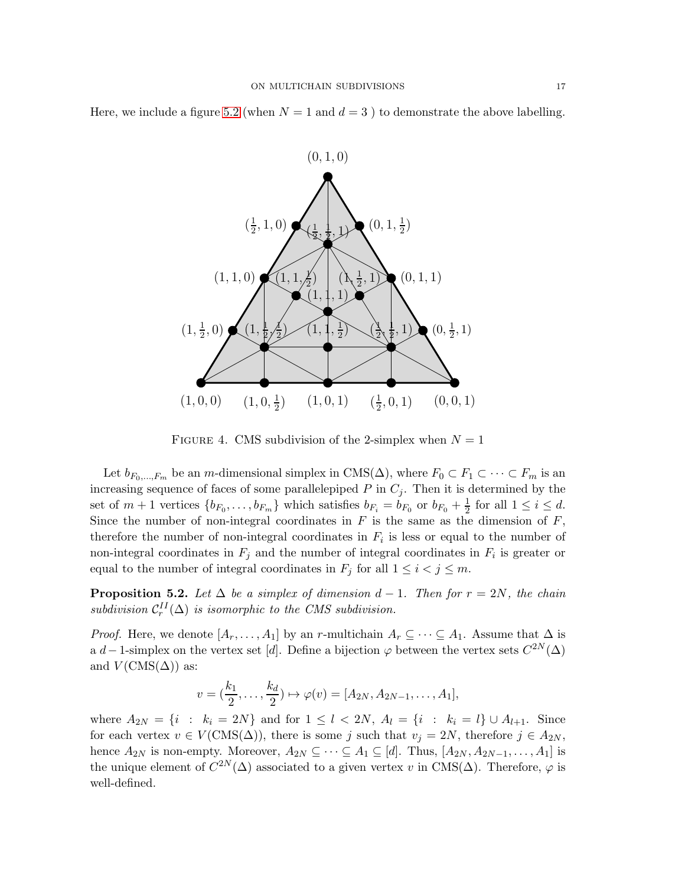Here, we include a figure 5.2 (when $N = 1$ and $d = 3$ ) to demonstrate the above labelling.

FIGURE 4. CMS subdivision of the 2-simplex when $N = 1$

Let $b_{F_0,\ldots,F_m}$ be an $m$-dimensional simplex in $\mathrm{CMS}(\Delta)$, where $F_0 \subset F_1 \subset \cdots \subset F_m$ is an increasing sequence of faces of some parallelepiped $P$ in $C_j$. Then it is determined by the set of $m+1$ vertices $\{b_{F_0}, \ldots, b_{F_m}\}$ which satisfies $b_{F_i} = b_{F_0}$ or $b_{F_0} + \frac{1}{2}$ for all $1 \leq i \leq d$. Since the number of non-integral coordinates in $F$ is the same as the dimension of $F$, therefore the number of non-integral coordinates in $F_i$ is less or equal to the number of non-integral coordinates in $F_j$ and the number of integral coordinates in $F_i$ is greater or equal to the number of integral coordinates in $F_j$ for all $1 \leq i < j \leq m$.

**Proposition 5.2.** *Let $\Delta$ be a simplex of dimension $d-1$. Then for $r = 2N$, the chain subdivision $\mathcal{C}_r^{II}(\Delta)$ is isomorphic to the CMS subdivision.*

*Proof.* Here, we denote $[A_r, \ldots, A_1]$ by an $r$-multichain $A_r \subseteq \cdots \subseteq A_1$. Assume that $\Delta$ is a $d-1$-simplex on the vertex set $[d]$. Define a bijection $\varphi$ between the vertex sets $C^{2N}(\Delta)$ and $V(\mathrm{CMS}(\Delta))$ as:

$$v = \left(\frac{k_1}{2}, \ldots, \frac{k_d}{2}\right) \mapsto \varphi(v) = [A_{2N}, A_{2N-1}, \ldots, A_1],$$

where $A_{2N} = \{i \ : \ k_i = 2N\}$ and for $1 \leq l < 2N$, $A_l = \{i \ : \ k_i = l\} \cup A_{l+1}$. Since for each vertex $v \in V(\mathrm{CMS}(\Delta))$, there is some $j$ such that $v_j = 2N$, therefore $j \in A_{2N}$, hence $A_{2N}$ is non-empty. Moreover, $A_{2N} \subseteq \cdots \subseteq A_1 \subseteq [d]$. Thus, $[A_{2N}, A_{2N-1}, \ldots, A_1]$ is the unique element of $C^{2N}(\Delta)$ associated to a given vertex $v$ in $\mathrm{CMS}(\Delta)$. Therefore, $\varphi$ is well-defined.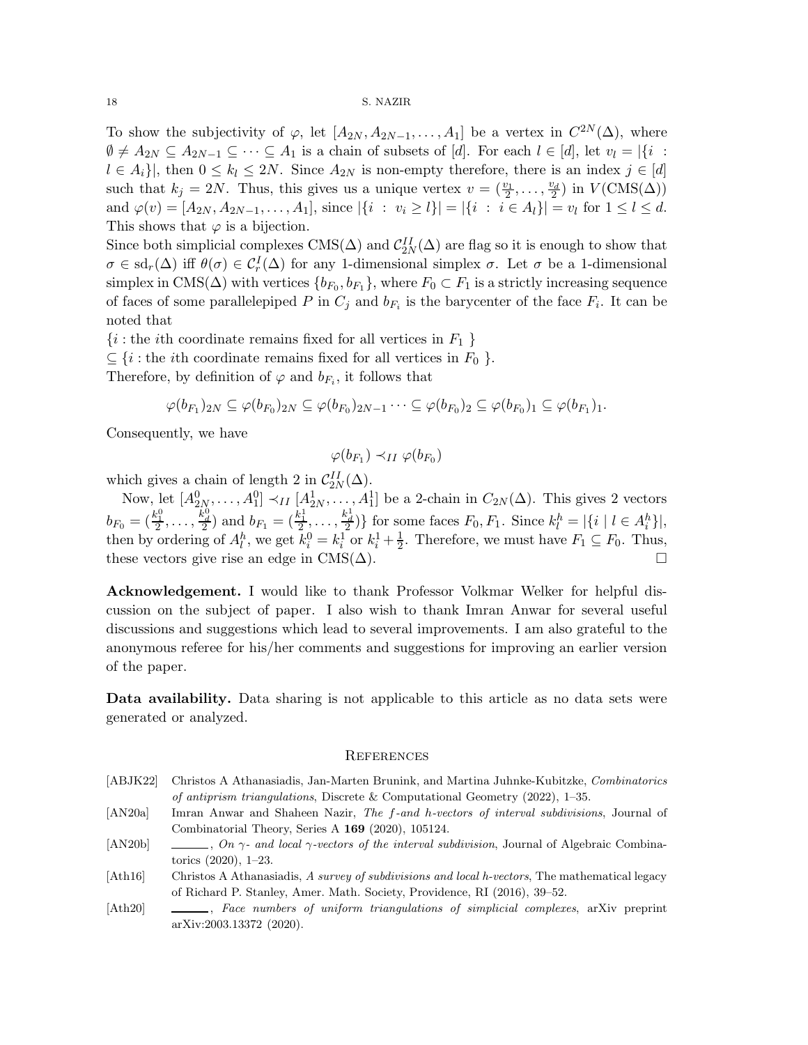To show the subjectivity of $\varphi$, let $[A_{2N}, A_{2N-1}, \ldots, A_1]$ be a vertex in $C^{2N}(\Delta)$, where $\emptyset \neq A_{2N} \subseteq A_{2N-1} \subseteq \cdots \subseteq A_1$ is a chain of subsets of $[d]$. For each $l \in [d]$, let $v_l = |\{i : l \in A_i\}|$, then $0 \leq k_l \leq 2N$. Since $A_{2N}$ is non-empty therefore, there is an index $j \in [d]$ such that $k_j = 2N$. Thus, this gives us a unique vertex $v = (\frac{v_1}{2}, \ldots, \frac{v_d}{2})$ in $V(\mathrm{CMS}(\Delta))$ and $\varphi(v) = [A_{2N}, A_{2N-1}, \ldots, A_1]$, since $|\{i : v_i \geq l\}| = |\{i : i \in A_l\}| = v_l$ for $1 \leq l \leq d$. This shows that $\varphi$ is a bijection.

Since both simplicial complexes $\mathrm{CMS}(\Delta)$ and $\mathcal{C}_{2N}^{II}(\Delta)$ are flag so it is enough to show that $\sigma \in \mathrm{sd}_r(\Delta)$ iff $\theta(\sigma) \in \mathcal{C}_r^I(\Delta)$ for any 1-dimensional simplex $\sigma$. Let $\sigma$ be a 1-dimensional simplex in $\mathrm{CMS}(\Delta)$ with vertices $\{b_{F_0}, b_{F_1}\}$, where $F_0 \subset F_1$ is a strictly increasing sequence of faces of some parallelepiped $P$ in $C_j$ and $b_{F_i}$ is the barycenter of the face $F_i$. It can be noted that

$\{i :$ the $i$th coordinate remains fixed for all vertices in $F_1$ $\}$

$\subseteq \{i :$ the $i$th coordinate remains fixed for all vertices in $F_0$ $\}$.

Therefore, by definition of $\varphi$ and $b_{F_i}$, it follows that

$$\varphi(b_{F_1})_{2N} \subseteq \varphi(b_{F_0})_{2N} \subseteq \varphi(b_{F_0})_{2N-1} \cdots \subseteq \varphi(b_{F_0})_2 \subseteq \varphi(b_{F_0})_1 \subseteq \varphi(b_{F_1})_1.$$

Consequently, we have

$$\varphi(b_{F_1}) \prec_{II} \varphi(b_{F_0})$$

which gives a chain of length 2 in $\mathcal{C}_{2N}^{II}(\Delta)$.

Now, let $[A_{2N}^0, \ldots, A_1^0] \prec_{II} [A_{2N}^1, \ldots, A_1^1]$ be a 2-chain in $C_{2N}(\Delta)$. This gives 2 vectors $b_{F_0} = (\frac{k_1^0}{2}, \ldots, \frac{k_d^0}{2})$ and $b_{F_1} = (\frac{k_1^1}{2}, \ldots, \frac{k_d^1}{2})\}$ for some faces $F_0, F_1$. Since $k_l^h = |\{i \mid l \in A_i^h\}|$, then by ordering of $A_l^h$, we get $k_i^0 = k_i^1$ or $k_i^1 + \frac{1}{2}$. Therefore, we must have $F_1 \subseteq F_0$. Thus, these vectors give rise an edge in $\mathrm{CMS}(\Delta)$. □

**Acknowledgement.** I would like to thank Professor Volkmar Welker for helpful discussion on the subject of paper. I also wish to thank Imran Anwar for several useful discussions and suggestions which lead to several improvements. I am also grateful to the anonymous referee for his/her comments and suggestions for improving an earlier version of the paper.

**Data availability.** Data sharing is not applicable to this article as no data sets were generated or analyzed.

## References

[ABJK22] Christos A Athanasiadis, Jan-Marten Brunink, and Martina Juhnke-Kubitzke, *Combinatorics of antiprism triangulations*, Discrete & Computational Geometry (2022), 1–35.

[AN20a] Imran Anwar and Shaheen Nazir, *The f-and h-vectors of interval subdivisions*, Journal of Combinatorial Theory, Series A **169** (2020), 105124.

[AN20b] ______, *On γ- and local γ-vectors of the interval subdivision*, Journal of Algebraic Combinatorics (2020), 1–23.

[Ath16] Christos A Athanasiadis, *A survey of subdivisions and local h-vectors*, The mathematical legacy of Richard P. Stanley, Amer. Math. Society, Providence, RI (2016), 39–52.

[Ath20] ______, *Face numbers of uniform triangulations of simplicial complexes*, arXiv preprint arXiv:2003.13372 (2020).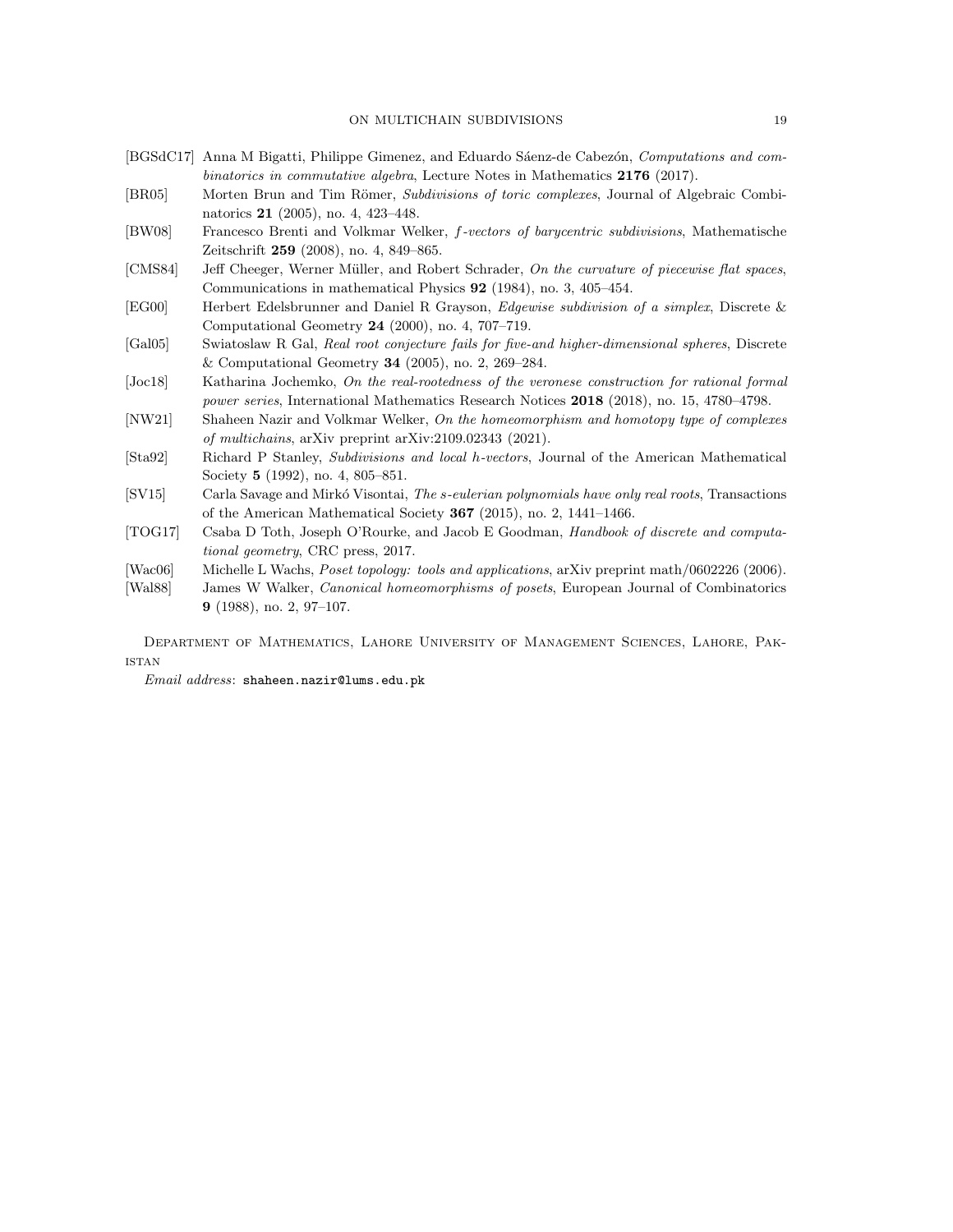[BGSdC17] Anna M Bigatti, Philippe Gimenez, and Eduardo Sáenz-de Cabezón, *Computations and combinatorics in commutative algebra*, Lecture Notes in Mathematics **2176** (2017).

[BR05] Morten Brun and Tim Römer, *Subdivisions of toric complexes*, Journal of Algebraic Combinatorics **21** (2005), no. 4, 423–448.

[BW08] Francesco Brenti and Volkmar Welker, *f-vectors of barycentric subdivisions*, Mathematische Zeitschrift **259** (2008), no. 4, 849–865.

[CMS84] Jeff Cheeger, Werner Müller, and Robert Schrader, *On the curvature of piecewise flat spaces*, Communications in mathematical Physics **92** (1984), no. 3, 405–454.

[EG00] Herbert Edelsbrunner and Daniel R Grayson, *Edgewise subdivision of a simplex*, Discrete & Computational Geometry **24** (2000), no. 4, 707–719.

[Gal05] Swiatoslaw R Gal, *Real root conjecture fails for five-and higher-dimensional spheres*, Discrete & Computational Geometry **34** (2005), no. 2, 269–284.

[Joc18] Katharina Jochemko, *On the real-rootedness of the veronese construction for rational formal power series*, International Mathematics Research Notices **2018** (2018), no. 15, 4780–4798.

[NW21] Shaheen Nazir and Volkmar Welker, *On the homeomorphism and homotopy type of complexes of multichains*, arXiv preprint arXiv:2109.02343 (2021).

[Sta92] Richard P Stanley, *Subdivisions and local h-vectors*, Journal of the American Mathematical Society **5** (1992), no. 4, 805–851.

[SV15] Carla Savage and Mirkó Visontai, *The s-eulerian polynomials have only real roots*, Transactions of the American Mathematical Society **367** (2015), no. 2, 1441–1466.

[TOG17] Csaba D Toth, Joseph O'Rourke, and Jacob E Goodman, *Handbook of discrete and computational geometry*, CRC press, 2017.

[Wac06] Michelle L Wachs, *Poset topology: tools and applications*, arXiv preprint math/0602226 (2006).

[Wal88] James W Walker, *Canonical homeomorphisms of posets*, European Journal of Combinatorics **9** (1988), no. 2, 97–107.

Department of Mathematics, Lahore University of Management Sciences, Lahore, Pakistan

*Email address*: `shaheen.nazir@lums.edu.pk`